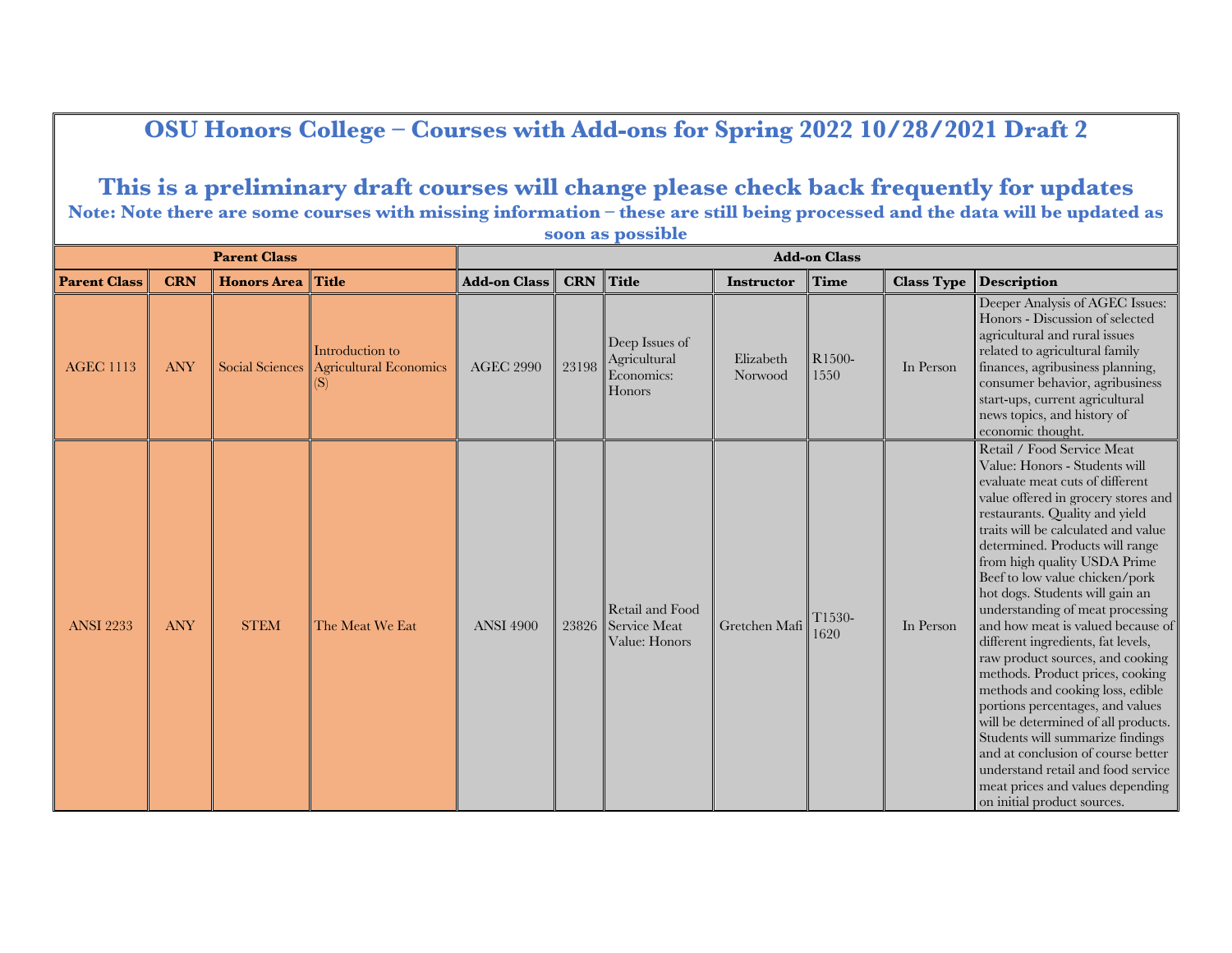# OSU Honors College – Courses with Add-ons for Spring 2022 10/28/2021 Draft 2

## This is a preliminary draft courses will change please check back frequently for updates

**Note: Note there are some courses with missing information – these are still being processed and the data will be updated as soon as possible**

| Parent Class | | | | Add-on Class | | | | | | |
|---|---|---|---|---|---|---|---|---|---|---|
| **Parent Class** | **CRN** | **Honors Area** | **Title** | **Add-on Class** | **CRN** | **Title** | **Instructor** | **Time** | **Class Type** | **Description** |
| AGEC 1113 | ANY | Social Sciences | Introduction to Agricultural Economics (S) | AGEC 2990 | 23198 | Deep Issues of Agricultural Economics: Honors | Elizabeth Norwood | R1500-1550 | In Person | Deeper Analysis of AGEC Issues: Honors - Discussion of selected agricultural and rural issues related to agricultural family finances, agribusiness planning, consumer behavior, agribusiness start-ups, current agricultural news topics, and history of economic thought. |
| ANSI 2233 | ANY | STEM | The Meat We Eat | ANSI 4900 | 23826 | Retail and Food Service Meat Value: Honors | Gretchen Mafi | T1530-1620 | In Person | Retail / Food Service Meat Value: Honors - Students will evaluate meat cuts of different value offered in grocery stores and restaurants. Quality and yield traits will be calculated and value determined. Products will range from high quality USDA Prime Beef to low value chicken/pork hot dogs. Students will gain an understanding of meat processing and how meat is valued because of different ingredients, fat levels, raw product sources, and cooking methods. Product prices, cooking methods and cooking loss, edible portions percentages, and values will be determined of all products. Students will summarize findings and at conclusion of course better understand retail and food service meat prices and values depending on initial product sources. |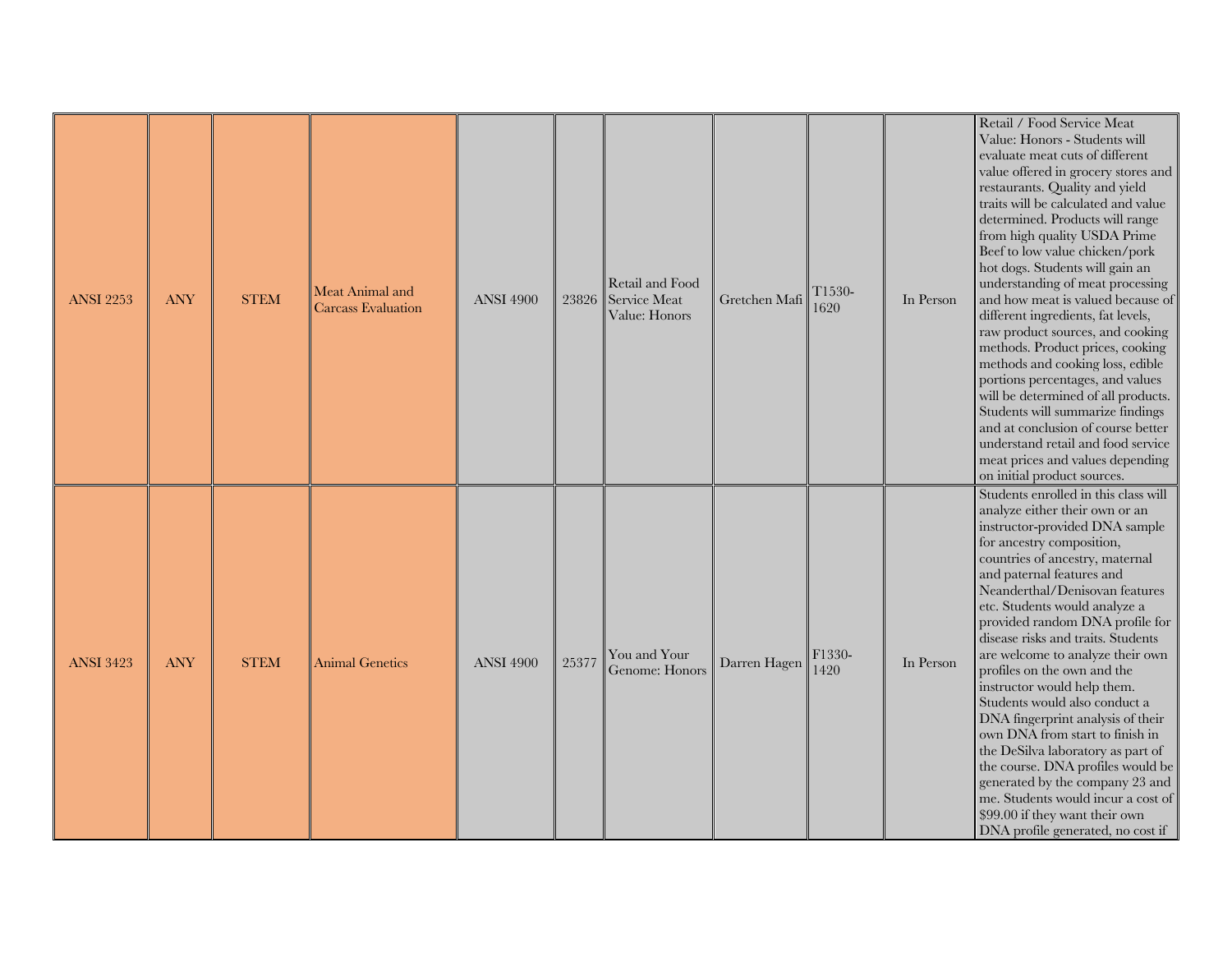| | | | | | | | | | | |
|---|---|---|---|---|---|---|---|---|---|---|
| ANSI 2253 | ANY | STEM | Meat Animal and Carcass Evaluation | ANSI 4900 | 23826 | Retail and Food Service Meat Value: Honors | Gretchen Mafi | T1530-1620 | In Person | Retail / Food Service Meat Value: Honors - Students will evaluate meat cuts of different value offered in grocery stores and restaurants. Quality and yield traits will be calculated and value determined. Products will range from high quality USDA Prime Beef to low value chicken/pork hot dogs. Students will gain an understanding of meat processing and how meat is valued because of different ingredients, fat levels, raw product sources, and cooking methods. Product prices, cooking methods and cooking loss, edible portions percentages, and values will be determined of all products. Students will summarize findings and at conclusion of course better understand retail and food service meat prices and values depending on initial product sources. |
| ANSI 3423 | ANY | STEM | Animal Genetics | ANSI 4900 | 25377 | You and Your Genome: Honors | Darren Hagen | F1330-1420 | In Person | Students enrolled in this class will analyze either their own or an instructor-provided DNA sample for ancestry composition, countries of ancestry, maternal and paternal features and Neanderthal/Denisovan features etc. Students would analyze a provided random DNA profile for disease risks and traits. Students are welcome to analyze their own profiles on the own and the instructor would help them. Students would also conduct a DNA fingerprint analysis of their own DNA from start to finish in the DeSilva laboratory as part of the course. DNA profiles would be generated by the company 23 and me. Students would incur a cost of $99.00 if they want their own DNA profile generated, no cost if |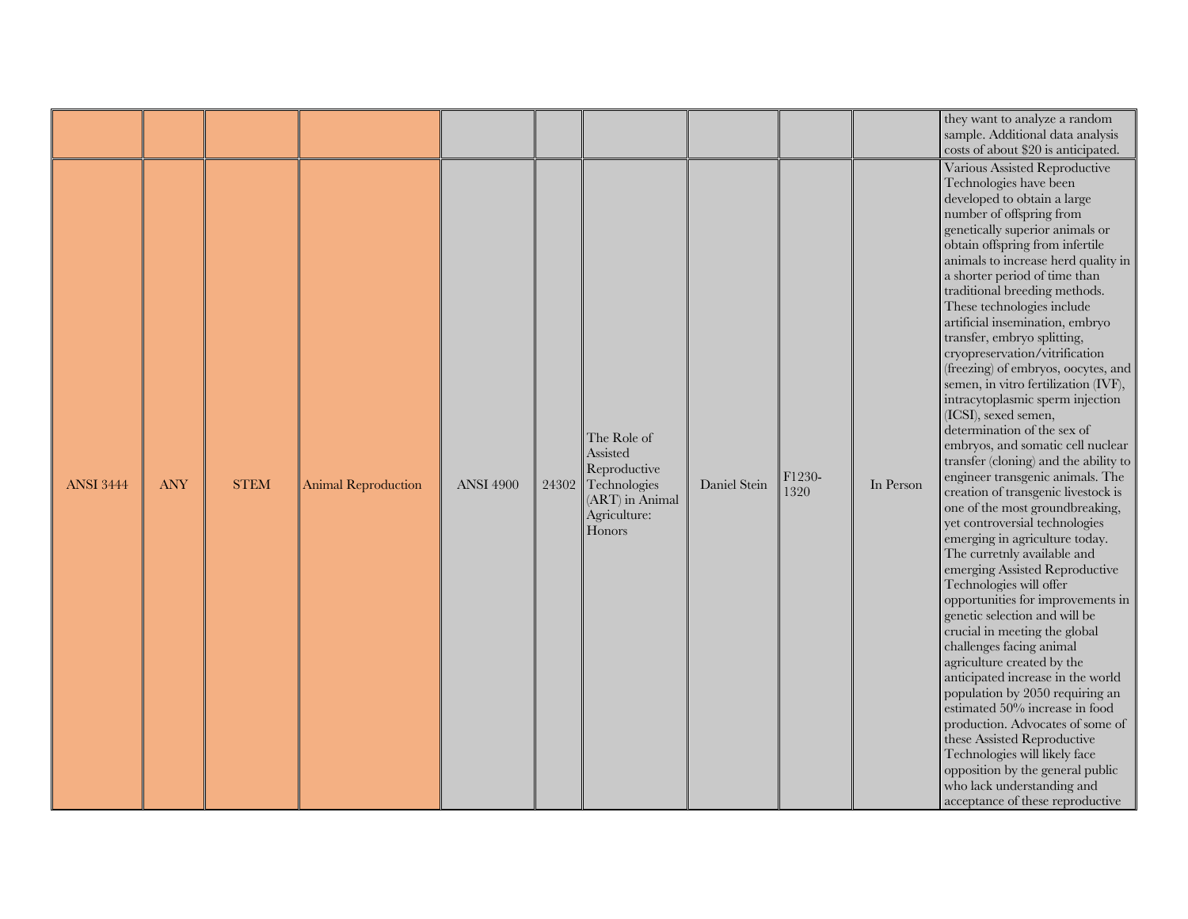| | | | | | | | | | | |
|---|---|---|---|---|---|---|---|---|---|---|
| | | | | | | | | | | they want to analyze a random sample. Additional data analysis costs of about $20 is anticipated. |
| ANSI 3444 | ANY | STEM | Animal Reproduction | ANSI 4900 | 24302 | The Role of Assisted Reproductive Technologies (ART) in Animal Agriculture: Honors | Daniel Stein | F1230-1320 | In Person | Various Assisted Reproductive Technologies have been developed to obtain a large number of offspring from genetically superior animals or obtain offspring from infertile animals to increase herd quality in a shorter period of time than traditional breeding methods. These technologies include artificial insemination, embryo transfer, embryo splitting, cryopreservation/vitrification (freezing) of embryos, oocytes, and semen, in vitro fertilization (IVF), intracytoplasmic sperm injection (ICSI), sexed semen, determination of the sex of embryos, and somatic cell nuclear transfer (cloning) and the ability to engineer transgenic animals. The creation of transgenic livestock is one of the most groundbreaking, yet controversial technologies emerging in agriculture today. The curretnly available and emerging Assisted Reproductive Technologies will offer opportunities for improvements in genetic selection and will be crucial in meeting the global challenges facing animal agriculture created by the anticipated increase in the world population by 2050 requiring an estimated 50% increase in food production. Advocates of some of these Assisted Reproductive Technologies will likely face opposition by the general public who lack understanding and acceptance of these reproductive |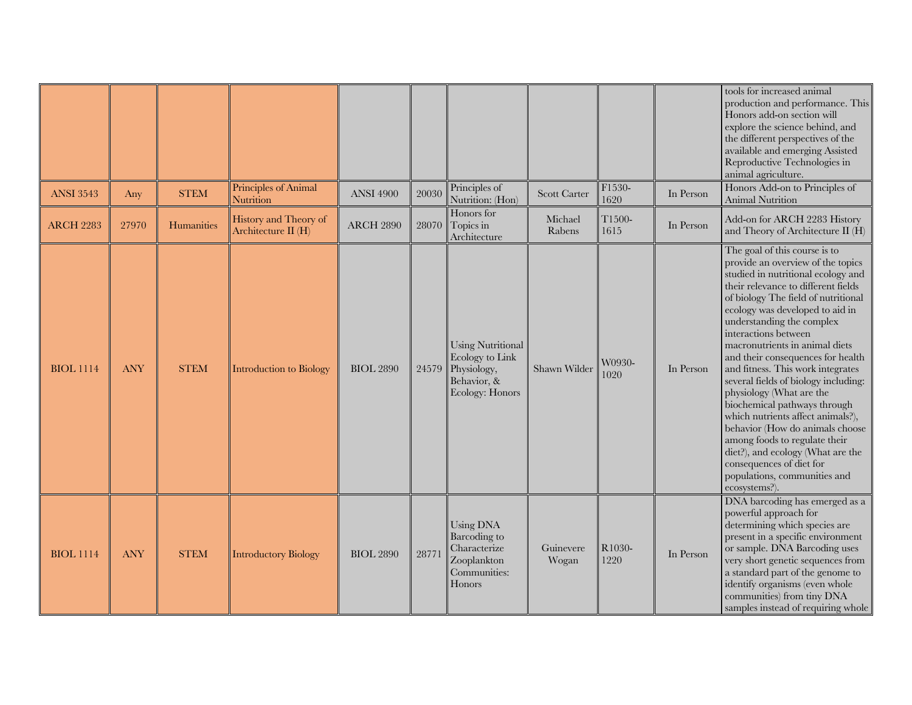| | | | | | | | | | | |
|---|---|---|---|---|---|---|---|---|---|---|
| | | | | | | | | | | tools for increased animal production and performance. This Honors add-on section will explore the science behind, and the different perspectives of the available and emerging Assisted Reproductive Technologies in animal agriculture. |
| ANSI 3543 | Any | STEM | Principles of Animal Nutrition | ANSI 4900 | 20030 | Principles of Nutrition: (Hon) | Scott Carter | F1530-1620 | In Person | Honors Add-on to Principles of Animal Nutrition |
| ARCH 2283 | 27970 | Humanities | History and Theory of Architecture II (H) | ARCH 2890 | 28070 | Honors for Topics in Architecture | Michael Rabens | T1500-1615 | In Person | Add-on for ARCH 2283 History and Theory of Architecture II (H) |
| BIOL 1114 | ANY | STEM | Introduction to Biology | BIOL 2890 | 24579 | Using Nutritional Ecology to Link Physiology, Behavior, & Ecology: Honors | Shawn Wilder | W0930-1020 | In Person | The goal of this course is to provide an overview of the topics studied in nutritional ecology and their relevance to different fields of biology The field of nutritional ecology was developed to aid in understanding the complex interactions between macronutrients in animal diets and their consequences for health and fitness. This work integrates several fields of biology including: physiology (What are the biochemical pathways through which nutrients affect animals?), behavior (How do animals choose among foods to regulate their diet?), and ecology (What are the consequences of diet for populations, communities and ecosystems?). |
| BIOL 1114 | ANY | STEM | Introductory Biology | BIOL 2890 | 28771 | Using DNA Barcoding to Characterize Zooplankton Communities: Honors | Guinevere Wogan | R1030-1220 | In Person | DNA barcoding has emerged as a powerful approach for determining which species are present in a specific environment or sample. DNA Barcoding uses very short genetic sequences from a standard part of the genome to identify organisms (even whole communities) from tiny DNA samples instead of requiring whole |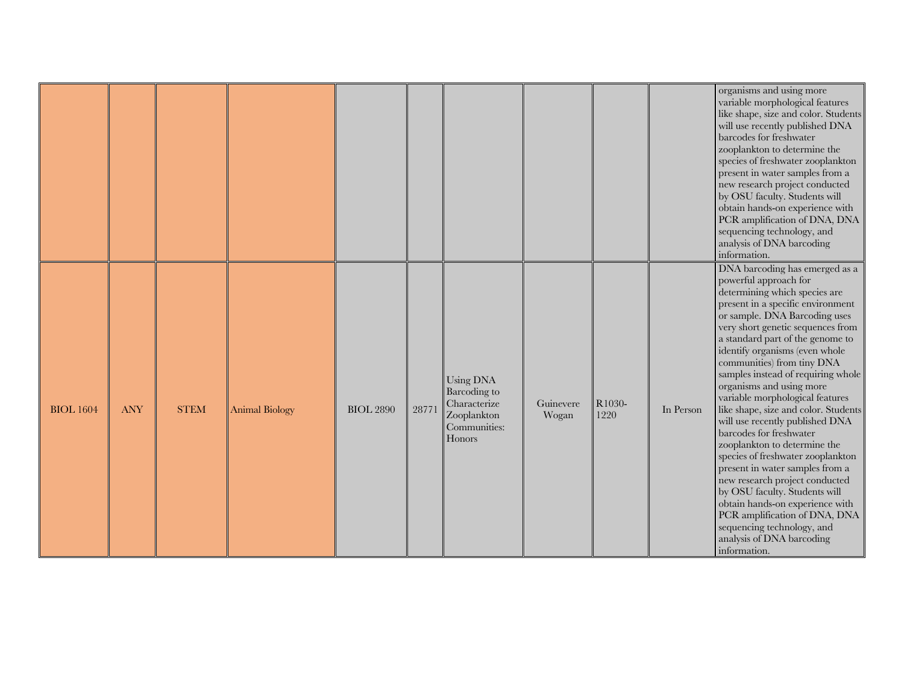| | | | | | | | | | | |
|---|---|---|---|---|---|---|---|---|---|---|
| | | | | | | | | | | organisms and using more variable morphological features like shape, size and color. Students will use recently published DNA barcodes for freshwater zooplankton to determine the species of freshwater zooplankton present in water samples from a new research project conducted by OSU faculty. Students will obtain hands-on experience with PCR amplification of DNA, DNA sequencing technology, and analysis of DNA barcoding information. |
| BIOL 1604 | ANY | STEM | Animal Biology | BIOL 2890 | 28771 | Using DNA Barcoding to Characterize Zooplankton Communities: Honors | Guinevere Wogan | R1030-1220 | In Person | DNA barcoding has emerged as a powerful approach for determining which species are present in a specific environment or sample. DNA Barcoding uses very short genetic sequences from a standard part of the genome to identify organisms (even whole communities) from tiny DNA samples instead of requiring whole organisms and using more variable morphological features like shape, size and color. Students will use recently published DNA barcodes for freshwater zooplankton to determine the species of freshwater zooplankton present in water samples from a new research project conducted by OSU faculty. Students will obtain hands-on experience with PCR amplification of DNA, DNA sequencing technology, and analysis of DNA barcoding information. |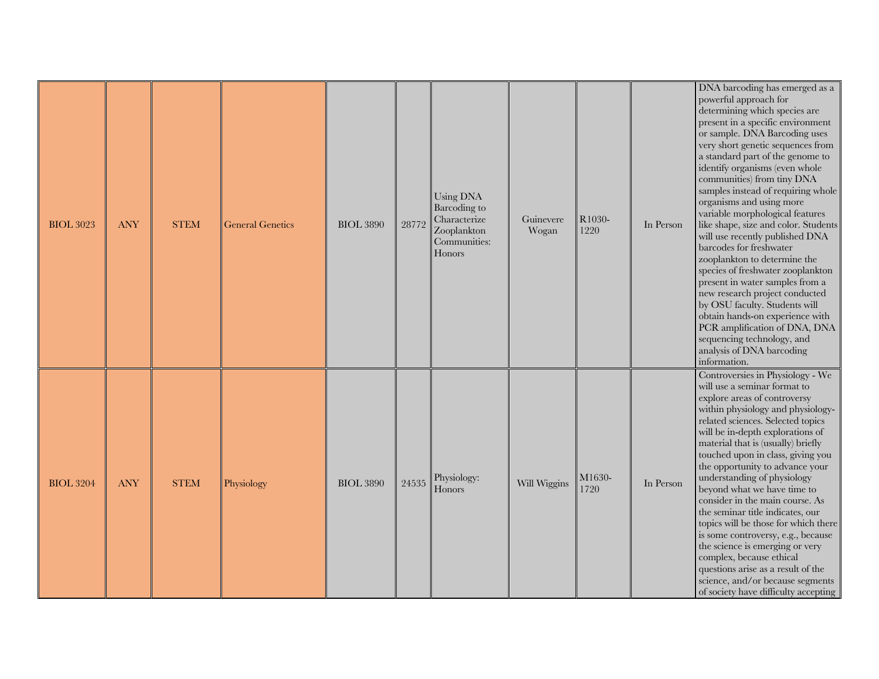| | | | | | | | | | | |
|---|---|---|---|---|---|---|---|---|---|---|
| BIOL 3023 | ANY | STEM | General Genetics | BIOL 3890 | 28772 | Using DNA Barcoding to Characterize Zooplankton Communities: Honors | Guinevere Wogan | R1030-1220 | In Person | DNA barcoding has emerged as a powerful approach for determining which species are present in a specific environment or sample. DNA Barcoding uses very short genetic sequences from a standard part of the genome to identify organisms (even whole communities) from tiny DNA samples instead of requiring whole organisms and using more variable morphological features like shape, size and color. Students will use recently published DNA barcodes for freshwater zooplankton to determine the species of freshwater zooplankton present in water samples from a new research project conducted by OSU faculty. Students will obtain hands-on experience with PCR amplification of DNA, DNA sequencing technology, and analysis of DNA barcoding information. |
| BIOL 3204 | ANY | STEM | Physiology | BIOL 3890 | 24535 | Physiology: Honors | Will Wiggins | M1630-1720 | In Person | Controversies in Physiology - We will use a seminar format to explore areas of controversy within physiology and physiology-related sciences. Selected topics will be in-depth explorations of material that is (usually) briefly touched upon in class, giving you the opportunity to advance your understanding of physiology beyond what we have time to consider in the main course. As the seminar title indicates, our topics will be those for which there is some controversy, e.g., because the science is emerging or very complex, because ethical questions arise as a result of the science, and/or because segments of society have difficulty accepting |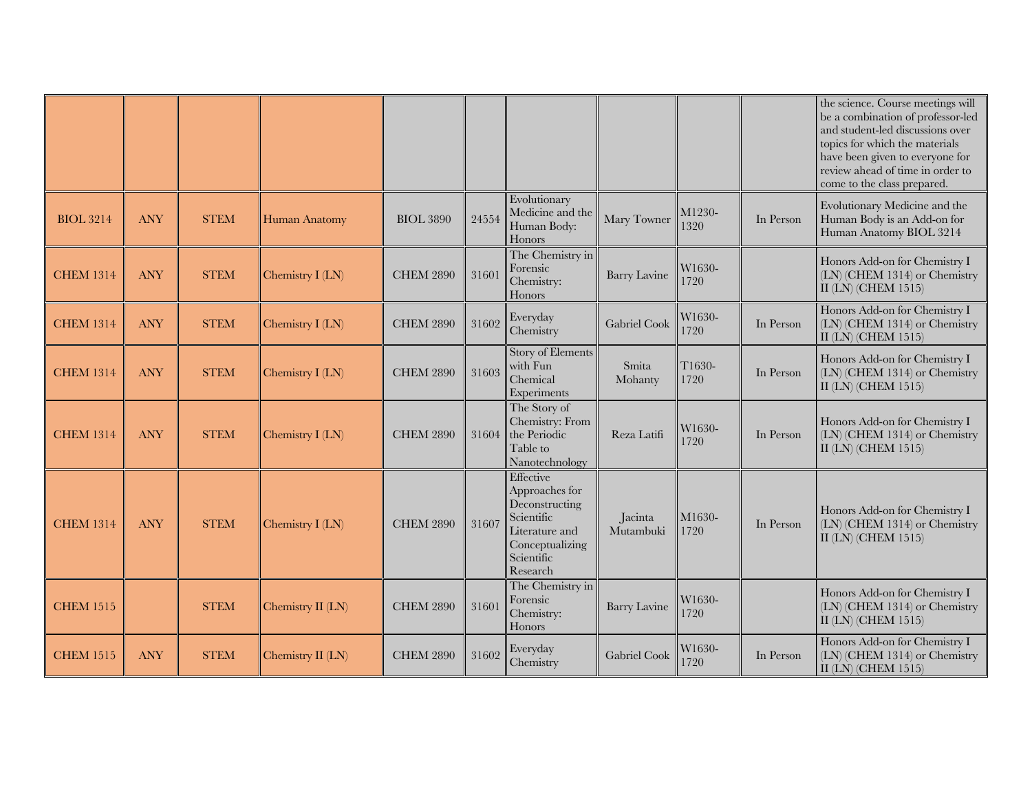| | | | | | | | | | | |
|---|---|---|---|---|---|---|---|---|---|---|
| | | | | | | | | | | the science. Course meetings will be a combination of professor-led and student-led discussions over topics for which the materials have been given to everyone for review ahead of time in order to come to the class prepared. |
| BIOL 3214 | ANY | STEM | Human Anatomy | BIOL 3890 | 24554 | Evolutionary Medicine and the Human Body: Honors | Mary Towner | M1230-1320 | In Person | Evolutionary Medicine and the Human Body is an Add-on for Human Anatomy BIOL 3214 |
| CHEM 1314 | ANY | STEM | Chemistry I (LN) | CHEM 2890 | 31601 | The Chemistry in Forensic Chemistry: Honors | Barry Lavine | W1630-1720 | | Honors Add-on for Chemistry I (LN) (CHEM 1314) or Chemistry II (LN) (CHEM 1515) |
| CHEM 1314 | ANY | STEM | Chemistry I (LN) | CHEM 2890 | 31602 | Everyday Chemistry | Gabriel Cook | W1630-1720 | In Person | Honors Add-on for Chemistry I (LN) (CHEM 1314) or Chemistry II (LN) (CHEM 1515) |
| CHEM 1314 | ANY | STEM | Chemistry I (LN) | CHEM 2890 | 31603 | Story of Elements with Fun Chemical Experiments | Smita Mohanty | T1630-1720 | In Person | Honors Add-on for Chemistry I (LN) (CHEM 1314) or Chemistry II (LN) (CHEM 1515) |
| CHEM 1314 | ANY | STEM | Chemistry I (LN) | CHEM 2890 | 31604 | The Story of Chemistry: From the Periodic Table to Nanotechnology | Reza Latifi | W1630-1720 | In Person | Honors Add-on for Chemistry I (LN) (CHEM 1314) or Chemistry II (LN) (CHEM 1515) |
| CHEM 1314 | ANY | STEM | Chemistry I (LN) | CHEM 2890 | 31607 | Effective Approaches for Deconstructing Scientific Literature and Conceptualizing Scientific Research | Jacinta Mutambuki | M1630-1720 | In Person | Honors Add-on for Chemistry I (LN) (CHEM 1314) or Chemistry II (LN) (CHEM 1515) |
| CHEM 1515 | | STEM | Chemistry II (LN) | CHEM 2890 | 31601 | The Chemistry in Forensic Chemistry: Honors | Barry Lavine | W1630-1720 | | Honors Add-on for Chemistry I (LN) (CHEM 1314) or Chemistry II (LN) (CHEM 1515) |
| CHEM 1515 | ANY | STEM | Chemistry II (LN) | CHEM 2890 | 31602 | Everyday Chemistry | Gabriel Cook | W1630-1720 | In Person | Honors Add-on for Chemistry I (LN) (CHEM 1314) or Chemistry II (LN) (CHEM 1515) |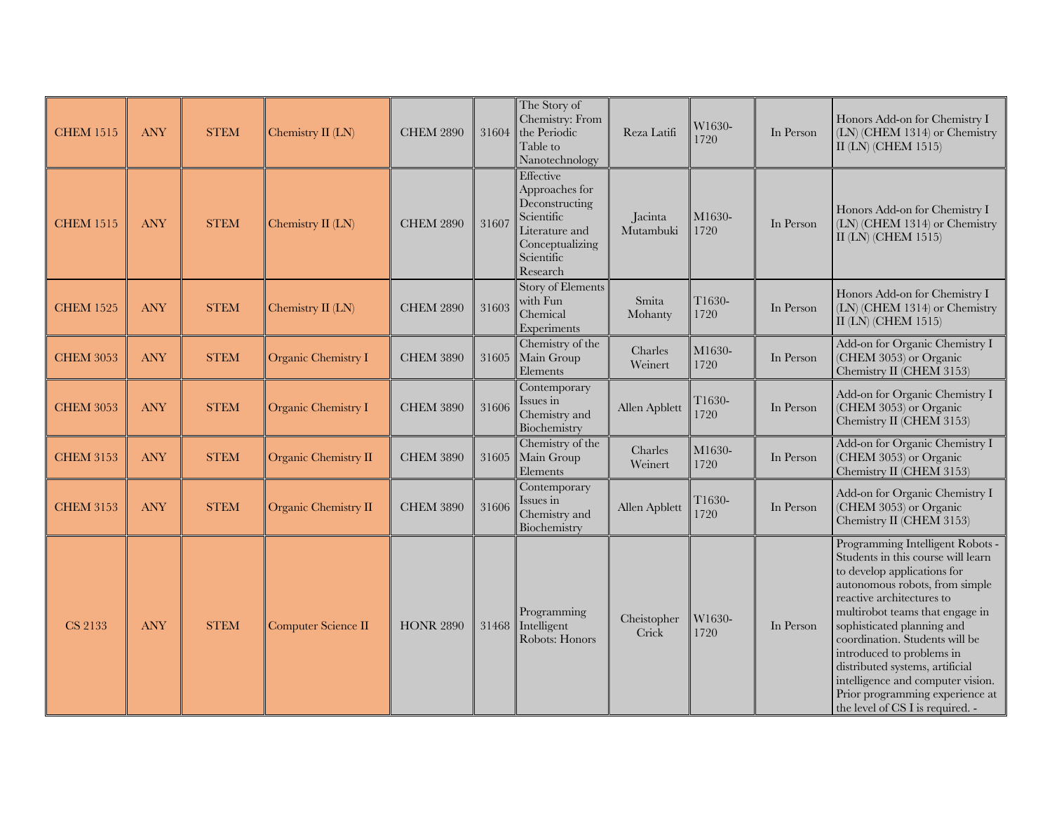| | | | | | | | | | | |
|---|---|---|---|---|---|---|---|---|---|---|
| CHEM 1515 | ANY | STEM | Chemistry II (LN) | CHEM 2890 | 31604 | The Story of Chemistry: From the Periodic Table to Nanotechnology | Reza Latifi | W1630-1720 | In Person | Honors Add-on for Chemistry I (LN) (CHEM 1314) or Chemistry II (LN) (CHEM 1515) |
| CHEM 1515 | ANY | STEM | Chemistry II (LN) | CHEM 2890 | 31607 | Effective Approaches for Deconstructing Scientific Literature and Conceptualizing Scientific Research | Jacinta Mutambuki | M1630-1720 | In Person | Honors Add-on for Chemistry I (LN) (CHEM 1314) or Chemistry II (LN) (CHEM 1515) |
| CHEM 1525 | ANY | STEM | Chemistry II (LN) | CHEM 2890 | 31603 | Story of Elements with Fun Chemical Experiments | Smita Mohanty | T1630-1720 | In Person | Honors Add-on for Chemistry I (LN) (CHEM 1314) or Chemistry II (LN) (CHEM 1515) |
| CHEM 3053 | ANY | STEM | Organic Chemistry I | CHEM 3890 | 31605 | Chemistry of the Main Group Elements | Charles Weinert | M1630-1720 | In Person | Add-on for Organic Chemistry I (CHEM 3053) or Organic Chemistry II (CHEM 3153) |
| CHEM 3053 | ANY | STEM | Organic Chemistry I | CHEM 3890 | 31606 | Contemporary Issues in Chemistry and Biochemistry | Allen Apblett | T1630-1720 | In Person | Add-on for Organic Chemistry I (CHEM 3053) or Organic Chemistry II (CHEM 3153) |
| CHEM 3153 | ANY | STEM | Organic Chemistry II | CHEM 3890 | 31605 | Chemistry of the Main Group Elements | Charles Weinert | M1630-1720 | In Person | Add-on for Organic Chemistry I (CHEM 3053) or Organic Chemistry II (CHEM 3153) |
| CHEM 3153 | ANY | STEM | Organic Chemistry II | CHEM 3890 | 31606 | Contemporary Issues in Chemistry and Biochemistry | Allen Apblett | T1630-1720 | In Person | Add-on for Organic Chemistry I (CHEM 3053) or Organic Chemistry II (CHEM 3153) |
| CS 2133 | ANY | STEM | Computer Science II | HONR 2890 | 31468 | Programming Intelligent Robots: Honors | Cheistopher Crick | W1630-1720 | In Person | Programming Intelligent Robots - Students in this course will learn to develop applications for autonomous robots, from simple reactive architectures to multirobot teams that engage in sophisticated planning and coordination. Students will be introduced to problems in distributed systems, artificial intelligence and computer vision. Prior programming experience at the level of CS I is required. - |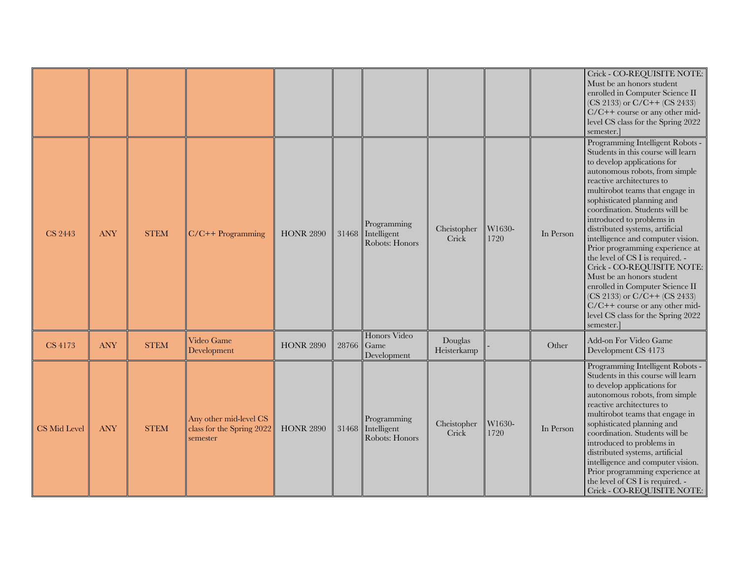| | | | | | | | | | | |
|---|---|---|---|---|---|---|---|---|---|---|
| | | | | | | | | | | Crick - CO-REQUISITE NOTE: Must be an honors student enrolled in Computer Science II (CS 2133) or C/C++ (CS 2433) C/C++ course or any other mid-level CS class for the Spring 2022 semester.] |
| CS 2443 | ANY | STEM | C/C++ Programming | HONR 2890 | 31468 | Programming Intelligent Robots: Honors | Cheistopher Crick | W1630-1720 | In Person | Programming Intelligent Robots - Students in this course will learn to develop applications for autonomous robots, from simple reactive architectures to multirobot teams that engage in sophisticated planning and coordination. Students will be introduced to problems in distributed systems, artificial intelligence and computer vision. Prior programming experience at the level of CS I is required. - Crick - CO-REQUISITE NOTE: Must be an honors student enrolled in Computer Science II (CS 2133) or C/C++ (CS 2433) C/C++ course or any other mid-level CS class for the Spring 2022 semester.] |
| CS 4173 | ANY | STEM | Video Game Development | HONR 2890 | 28766 | Honors Video Game Development | Douglas Heisterkamp | - | Other | Add-on For Video Game Development CS 4173 |
| CS Mid Level | ANY | STEM | Any other mid-level CS class for the Spring 2022 semester | HONR 2890 | 31468 | Programming Intelligent Robots: Honors | Cheistopher Crick | W1630-1720 | In Person | Programming Intelligent Robots - Students in this course will learn to develop applications for autonomous robots, from simple reactive architectures to multirobot teams that engage in sophisticated planning and coordination. Students will be introduced to problems in distributed systems, artificial intelligence and computer vision. Prior programming experience at the level of CS I is required. - Crick - CO-REQUISITE NOTE: |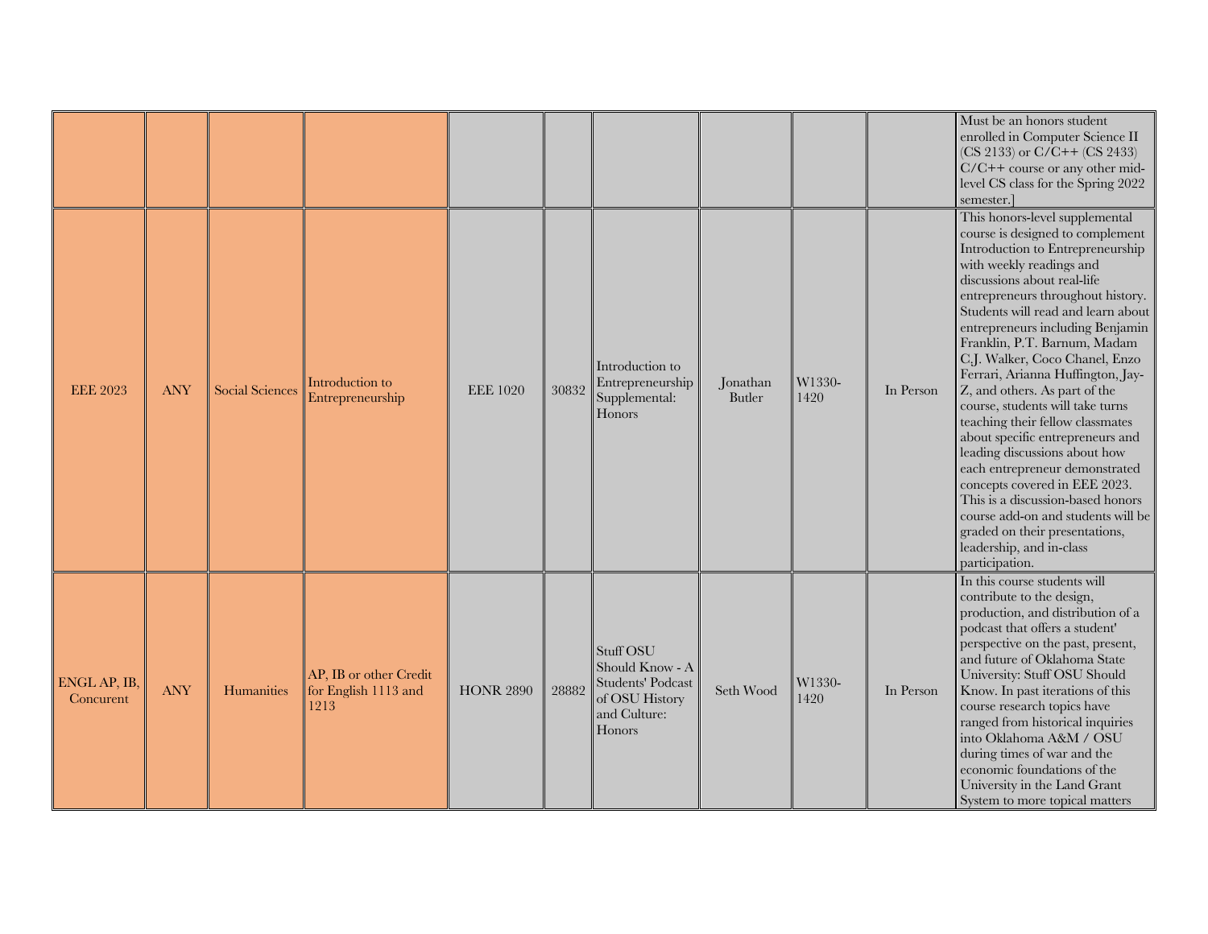| | | | | | | | | | | |
|---|---|---|---|---|---|---|---|---|---|---|
| | | | | | | | | | | Must be an honors student enrolled in Computer Science II (CS 2133) or C/C++ (CS 2433) C/C++ course or any other mid-level CS class for the Spring 2022 semester.] |
| EEE 2023 | ANY | Social Sciences | Introduction to Entrepreneurship | EEE 1020 | 30832 | Introduction to Entrepreneurship Supplemental: Honors | Jonathan Butler | W1330-1420 | In Person | This honors-level supplemental course is designed to complement Introduction to Entrepreneurship with weekly readings and discussions about real-life entrepreneurs throughout history. Students will read and learn about entrepreneurs including Benjamin Franklin, P.T. Barnum, Madam C.J. Walker, Coco Chanel, Enzo Ferrari, Arianna Huffington, Jay-Z, and others. As part of the course, students will take turns teaching their fellow classmates about specific entrepreneurs and leading discussions about how each entrepreneur demonstrated concepts covered in EEE 2023. This is a discussion-based honors course add-on and students will be graded on their presentations, leadership, and in-class participation. |
| ENGL AP, IB, Concurent | ANY | Humanities | AP, IB or other Credit for English 1113 and 1213 | HONR 2890 | 28882 | Stuff OSU Should Know - A Students' Podcast of OSU History and Culture: Honors | Seth Wood | W1330-1420 | In Person | In this course students will contribute to the design, production, and distribution of a podcast that offers a student' perspective on the past, present, and future of Oklahoma State University: Stuff OSU Should Know. In past iterations of this course research topics have ranged from historical inquiries into Oklahoma A&M / OSU during times of war and the economic foundations of the University in the Land Grant System to more topical matters |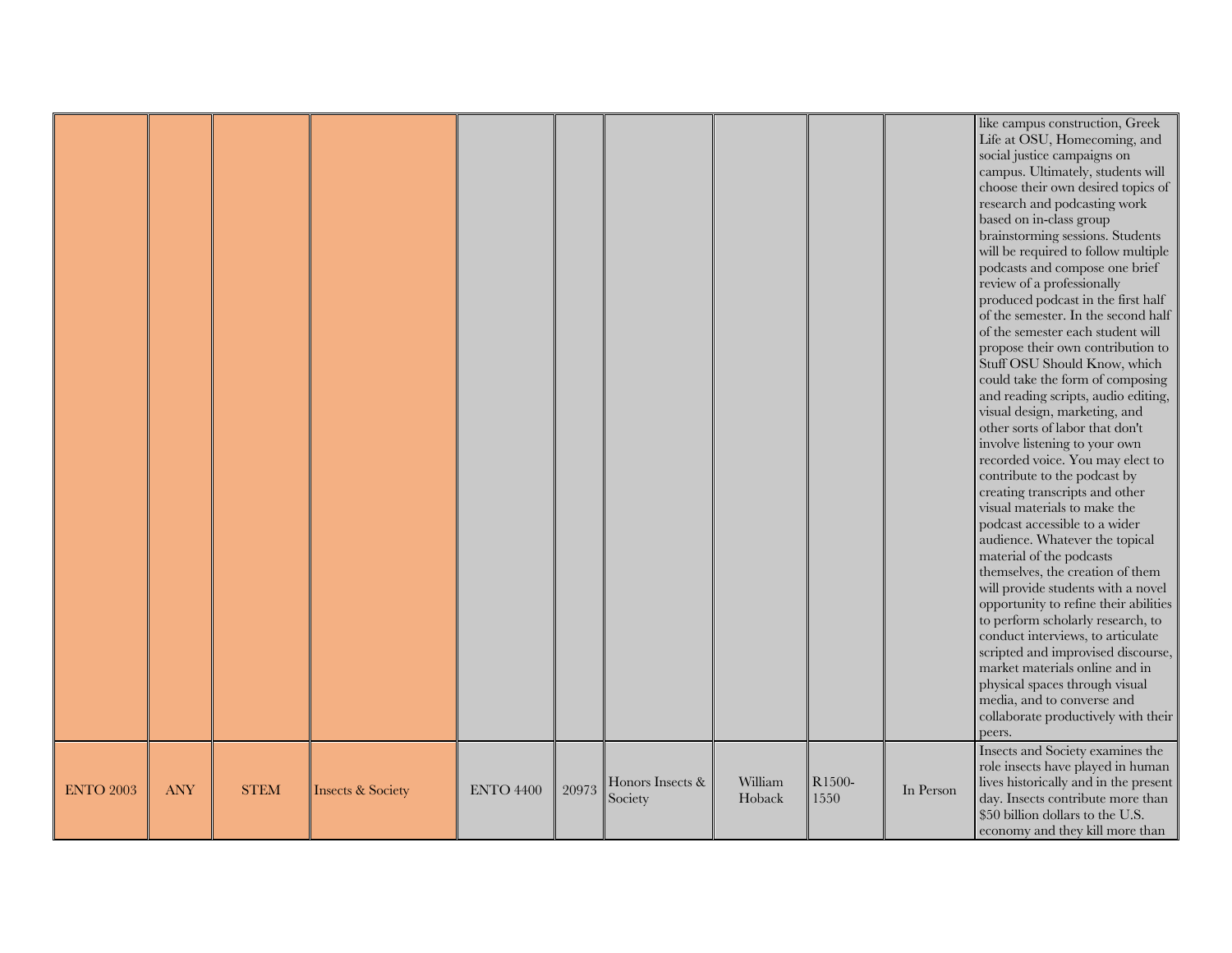| | | | | | | | | | | |
|---|---|---|---|---|---|---|---|---|---|---|
| | | | | | | | | | | like campus construction, Greek Life at OSU, Homecoming, and social justice campaigns on campus. Ultimately, students will choose their own desired topics of research and podcasting work based on in-class group brainstorming sessions. Students will be required to follow multiple podcasts and compose one brief review of a professionally produced podcast in the first half of the semester. In the second half of the semester each student will propose their own contribution to Stuff OSU Should Know, which could take the form of composing and reading scripts, audio editing, visual design, marketing, and other sorts of labor that don't involve listening to your own recorded voice. You may elect to contribute to the podcast by creating transcripts and other visual materials to make the podcast accessible to a wider audience. Whatever the topical material of the podcasts themselves, the creation of them will provide students with a novel opportunity to refine their abilities to perform scholarly research, to conduct interviews, to articulate scripted and improvised discourse, market materials online and in physical spaces through visual media, and to converse and collaborate productively with their peers. |
| ENTO 2003 | ANY | STEM | Insects & Society | ENTO 4400 | 20973 | Honors Insects & Society | William Hoback | R1500-1550 | In Person | Insects and Society examines the role insects have played in human lives historically and in the present day. Insects contribute more than $50 billion dollars to the U.S. economy and they kill more than |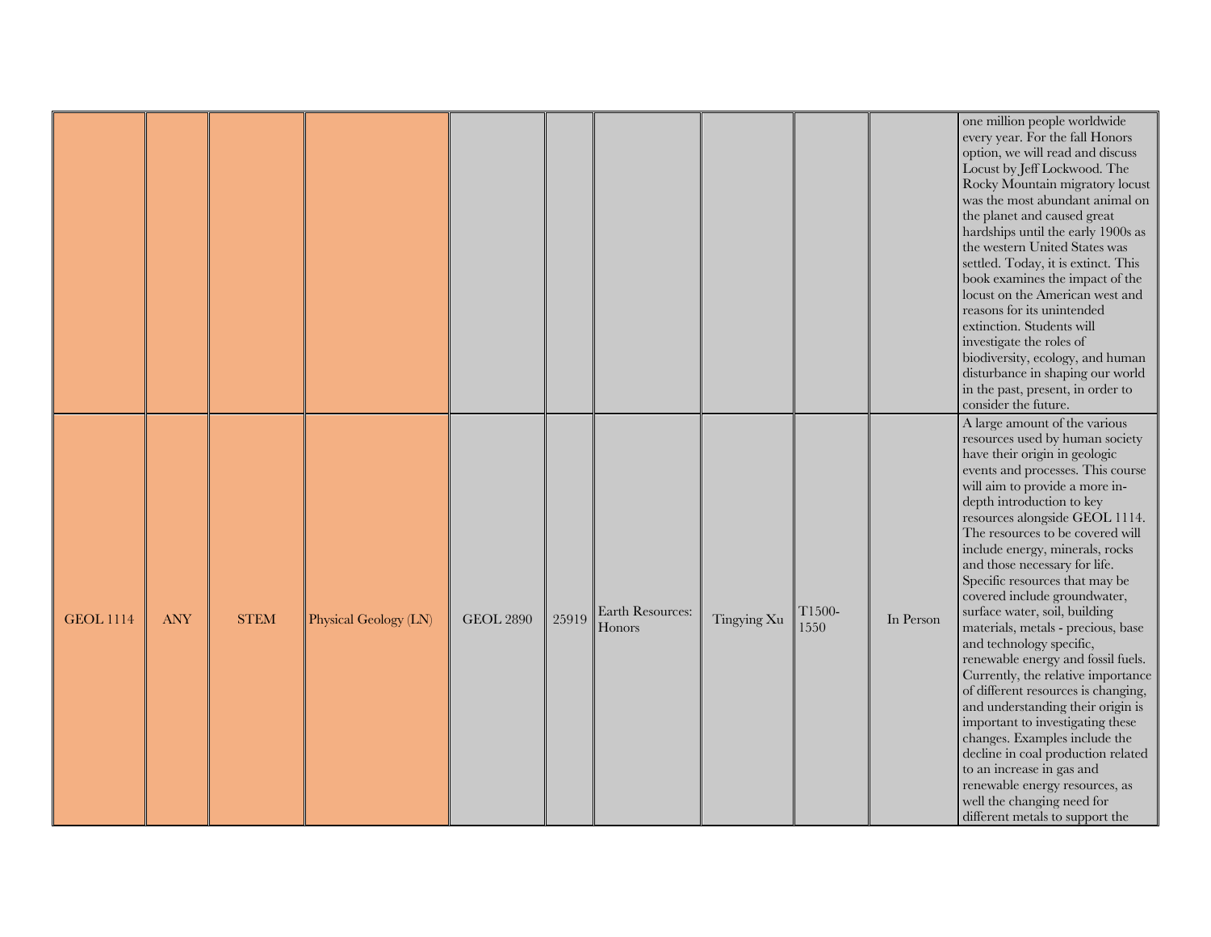| | | | | | | | | | | |
|---|---|---|---|---|---|---|---|---|---|---|
| | | | | | | | | | | one million people worldwide every year. For the fall Honors option, we will read and discuss Locust by Jeff Lockwood. The Rocky Mountain migratory locust was the most abundant animal on the planet and caused great hardships until the early 1900s as the western United States was settled. Today, it is extinct. This book examines the impact of the locust on the American west and reasons for its unintended extinction. Students will investigate the roles of biodiversity, ecology, and human disturbance in shaping our world in the past, present, in order to consider the future. |
| GEOL 1114 | ANY | STEM | Physical Geology (LN) | GEOL 2890 | 25919 | Earth Resources: Honors | Tingying Xu | T1500-1550 | In Person | A large amount of the various resources used by human society have their origin in geologic events and processes. This course will aim to provide a more in-depth introduction to key resources alongside GEOL 1114. The resources to be covered will include energy, minerals, rocks and those necessary for life. Specific resources that may be covered include groundwater, surface water, soil, building materials, metals - precious, base and technology specific, renewable energy and fossil fuels. Currently, the relative importance of different resources is changing, and understanding their origin is important to investigating these changes. Examples include the decline in coal production related to an increase in gas and renewable energy resources, as well the changing need for different metals to support the |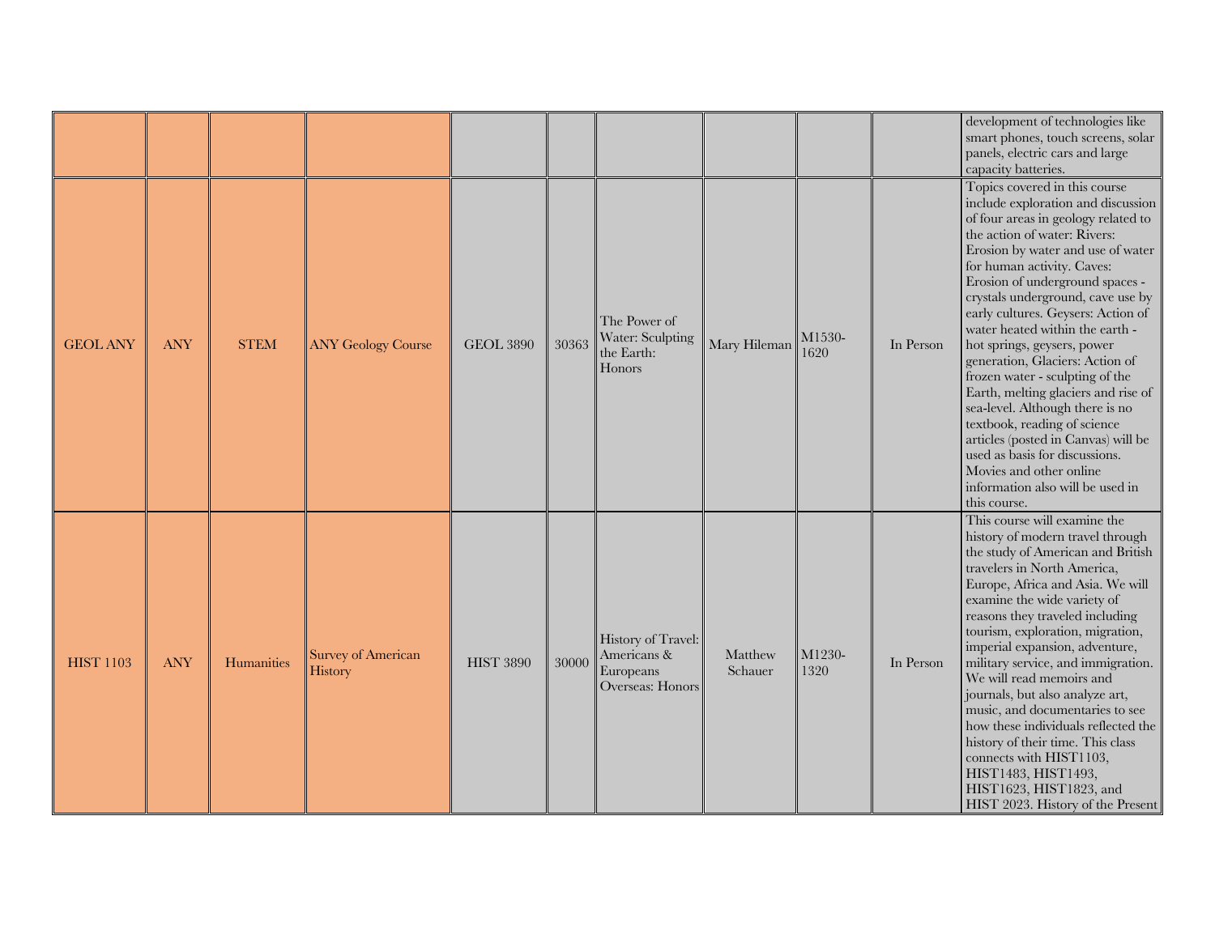| | | | | | | | | | | |
|---|---|---|---|---|---|---|---|---|---|---|
| | | | | | | | | | | development of technologies like smart phones, touch screens, solar panels, electric cars and large capacity batteries. |
| GEOL ANY | ANY | STEM | ANY Geology Course | GEOL 3890 | 30363 | The Power of Water: Sculpting the Earth: Honors | Mary Hileman | M1530-1620 | In Person | Topics covered in this course include exploration and discussion of four areas in geology related to the action of water: Rivers: Erosion by water and use of water for human activity. Caves: Erosion of underground spaces - crystals underground, cave use by early cultures. Geysers: Action of water heated within the earth - hot springs, geysers, power generation, Glaciers: Action of frozen water - sculpting of the Earth, melting glaciers and rise of sea-level. Although there is no textbook, reading of science articles (posted in Canvas) will be used as basis for discussions. Movies and other online information also will be used in this course. |
| HIST 1103 | ANY | Humanities | Survey of American History | HIST 3890 | 30000 | History of Travel: Americans & Europeans Overseas: Honors | Matthew Schauer | M1230-1320 | In Person | This course will examine the history of modern travel through the study of American and British travelers in North America, Europe, Africa and Asia. We will examine the wide variety of reasons they traveled including tourism, exploration, migration, imperial expansion, adventure, military service, and immigration. We will read memoirs and journals, but also analyze art, music, and documentaries to see how these individuals reflected the history of their time. This class connects with HIST1103, HIST1483, HIST1493, HIST1623, HIST1823, and HIST 2023. History of the Present |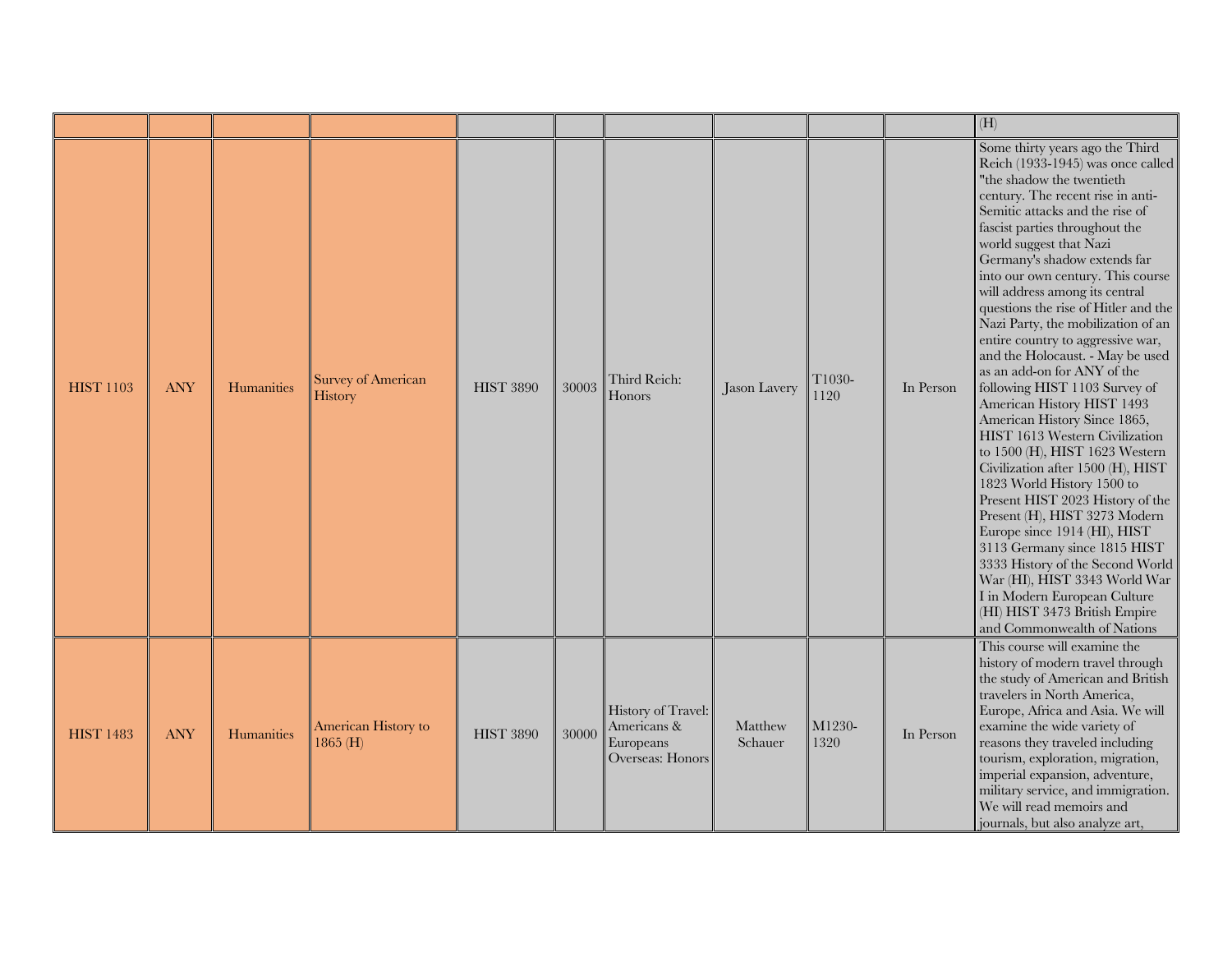| | | | | | | | | | | |
|---|---|---|---|---|---|---|---|---|---|---|
| | | | | | | | | | | (H) |
| HIST 1103 | ANY | Humanities | Survey of American History | HIST 3890 | 30003 | Third Reich: Honors | Jason Lavery | T1030-1120 | In Person | Some thirty years ago the Third Reich (1933-1945) was once called "the shadow the twentieth century. The recent rise in anti-Semitic attacks and the rise of fascist parties throughout the world suggest that Nazi Germany's shadow extends far into our own century. This course will address among its central questions the rise of Hitler and the Nazi Party, the mobilization of an entire country to aggressive war, and the Holocaust. - May be used as an add-on for ANY of the following HIST 1103 Survey of American History HIST 1493 American History Since 1865, HIST 1613 Western Civilization to 1500 (H), HIST 1623 Western Civilization after 1500 (H), HIST 1823 World History 1500 to Present HIST 2023 History of the Present (H), HIST 3273 Modern Europe since 1914 (HI), HIST 3113 Germany since 1815 HIST 3333 History of the Second World War (HI), HIST 3343 World War I in Modern European Culture (HI) HIST 3473 British Empire and Commonwealth of Nations |
| HIST 1483 | ANY | Humanities | American History to 1865 (H) | HIST 3890 | 30000 | History of Travel: Americans & Europeans Overseas: Honors | Matthew Schauer | M1230-1320 | In Person | This course will examine the history of modern travel through the study of American and British travelers in North America, Europe, Africa and Asia. We will examine the wide variety of reasons they traveled including tourism, exploration, migration, imperial expansion, adventure, military service, and immigration. We will read memoirs and journals, but also analyze art, |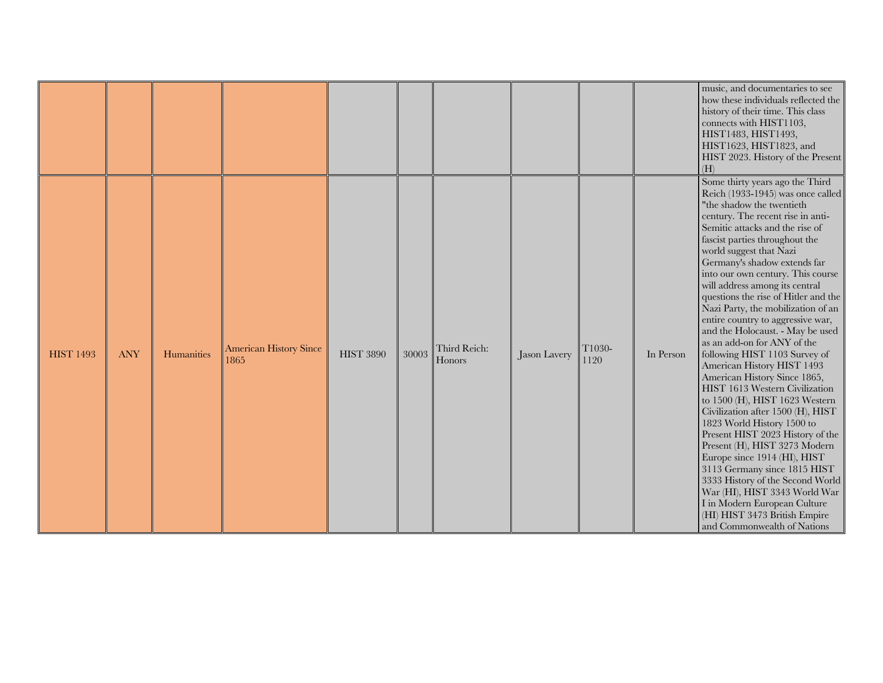| | | | | | | | | | | |
|---|---|---|---|---|---|---|---|---|---|---|
| | | | | | | | | | | music, and documentaries to see how these individuals reflected the history of their time. This class connects with HIST1103, HIST1483, HIST1493, HIST1623, HIST1823, and HIST 2023. History of the Present (H) |
| HIST 1493 | ANY | Humanities | American History Since 1865 | HIST 3890 | 30003 | Third Reich: Honors | Jason Lavery | T1030-1120 | In Person | Some thirty years ago the Third Reich (1933-1945) was once called "the shadow the twentieth century. The recent rise in anti-Semitic attacks and the rise of fascist parties throughout the world suggest that Nazi Germany's shadow extends far into our own century. This course will address among its central questions the rise of Hitler and the Nazi Party, the mobilization of an entire country to aggressive war, and the Holocaust. - May be used as an add-on for ANY of the following HIST 1103 Survey of American History HIST 1493 American History Since 1865, HIST 1613 Western Civilization to 1500 (H), HIST 1623 Western Civilization after 1500 (H), HIST 1823 World History 1500 to Present HIST 2023 History of the Present (H), HIST 3273 Modern Europe since 1914 (HI), HIST 3113 Germany since 1815 HIST 3333 History of the Second World War (HI), HIST 3343 World War I in Modern European Culture (HI) HIST 3473 British Empire and Commonwealth of Nations |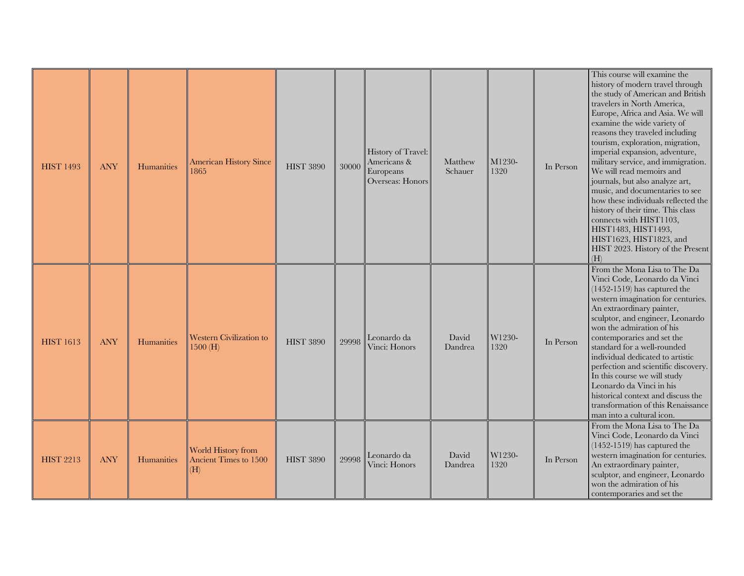| | | | | | | | | | | |
|---|---|---|---|---|---|---|---|---|---|---|
| HIST 1493 | ANY | Humanities | American History Since 1865 | HIST 3890 | 30000 | History of Travel: Americans & Europeans Overseas: Honors | Matthew Schauer | M1230-1320 | In Person | This course will examine the history of modern travel through the study of American and British travelers in North America, Europe, Africa and Asia. We will examine the wide variety of reasons they traveled including tourism, exploration, migration, imperial expansion, adventure, military service, and immigration. We will read memoirs and journals, but also analyze art, music, and documentaries to see how these individuals reflected the history of their time. This class connects with HIST1103, HIST1483, HIST1493, HIST1623, HIST1823, and HIST 2023. History of the Present (H) |
| HIST 1613 | ANY | Humanities | Western Civilization to 1500 (H) | HIST 3890 | 29998 | Leonardo da Vinci: Honors | David Dandrea | W1230-1320 | In Person | From the Mona Lisa to The Da Vinci Code, Leonardo da Vinci (1452-1519) has captured the western imagination for centuries. An extraordinary painter, sculptor, and engineer, Leonardo won the admiration of his contemporaries and set the standard for a well-rounded individual dedicated to artistic perfection and scientific discovery. In this course we will study Leonardo da Vinci in his historical context and discuss the transformation of this Renaissance man into a cultural icon. |
| HIST 2213 | ANY | Humanities | World History from Ancient Times to 1500 (H) | HIST 3890 | 29998 | Leonardo da Vinci: Honors | David Dandrea | W1230-1320 | In Person | From the Mona Lisa to The Da Vinci Code, Leonardo da Vinci (1452-1519) has captured the western imagination for centuries. An extraordinary painter, sculptor, and engineer, Leonardo won the admiration of his contemporaries and set the |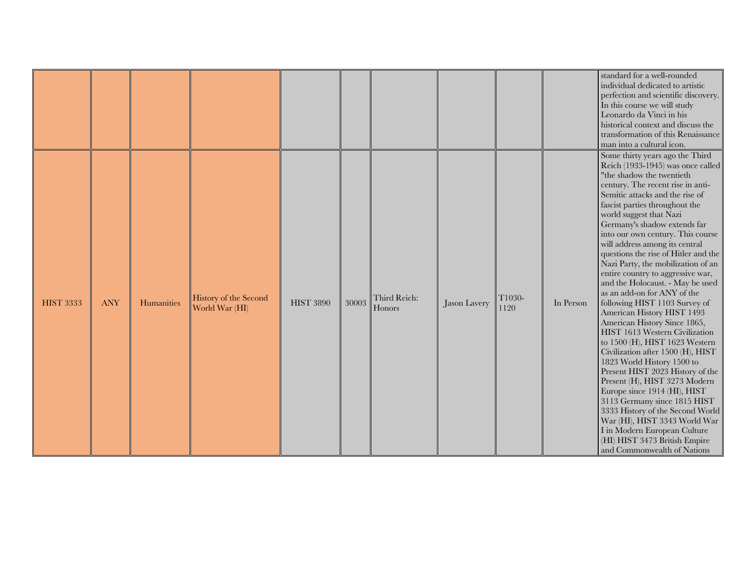| | | | | | | | | | | |
|---|---|---|---|---|---|---|---|---|---|---|
| | | | | | | | | | | standard for a well-rounded individual dedicated to artistic perfection and scientific discovery. In this course we will study Leonardo da Vinci in his historical context and discuss the transformation of this Renaissance man into a cultural icon. |
| HIST 3333 | ANY | Humanities | History of the Second World War (HI) | HIST 3890 | 30003 | Third Reich: Honors | Jason Lavery | T1030-1120 | In Person | Some thirty years ago the Third Reich (1933-1945) was once called "the shadow the twentieth century. The recent rise in anti-Semitic attacks and the rise of fascist parties throughout the world suggest that Nazi Germany's shadow extends far into our own century. This course will address among its central questions the rise of Hitler and the Nazi Party, the mobilization of an entire country to aggressive war, and the Holocaust. - May be used as an add-on for ANY of the following HIST 1103 Survey of American History HIST 1493 American History Since 1865, HIST 1613 Western Civilization to 1500 (H), HIST 1623 Western Civilization after 1500 (H), HIST 1823 World History 1500 to Present HIST 2023 History of the Present (H), HIST 3273 Modern Europe since 1914 (HI), HIST 3113 Germany since 1815 HIST 3333 History of the Second World War (HI), HIST 3343 World War I in Modern European Culture (HI) HIST 3473 British Empire and Commonwealth of Nations |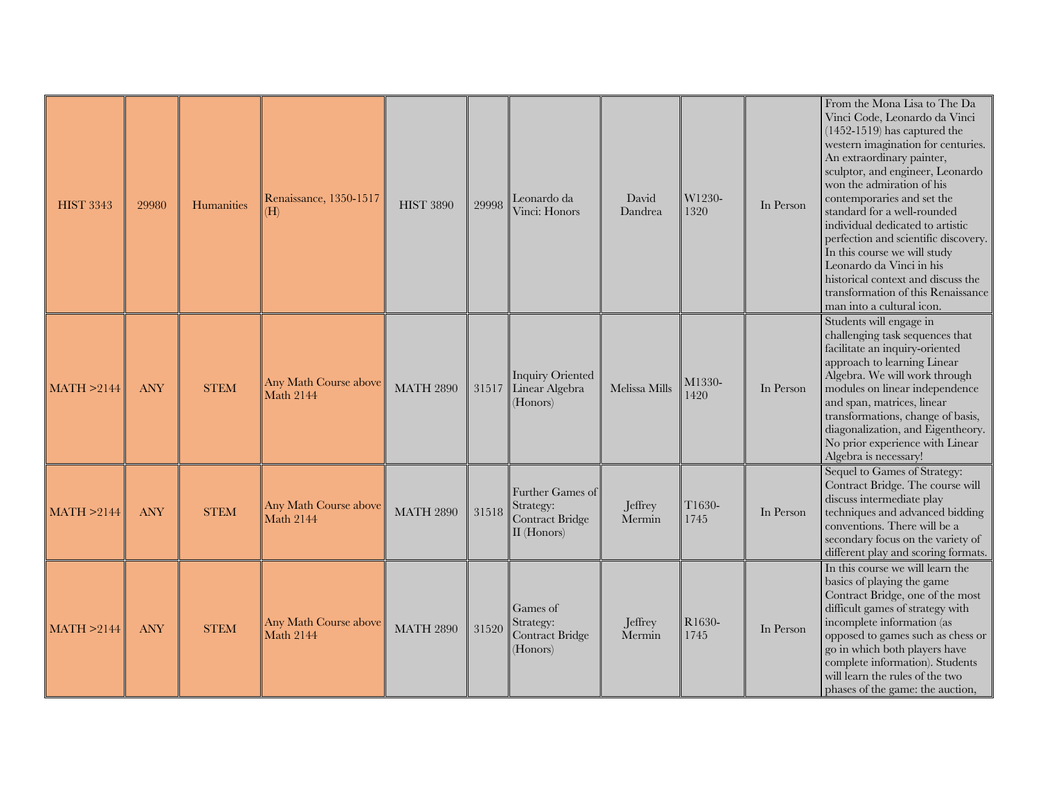| | | | | | | | | | | |
|---|---|---|---|---|---|---|---|---|---|---|
| HIST 3343 | 29980 | Humanities | Renaissance, 1350-1517 (H) | HIST 3890 | 29998 | Leonardo da Vinci: Honors | David Dandrea | W1230-1320 | In Person | From the Mona Lisa to The Da Vinci Code, Leonardo da Vinci (1452-1519) has captured the western imagination for centuries. An extraordinary painter, sculptor, and engineer, Leonardo won the admiration of his contemporaries and set the standard for a well-rounded individual dedicated to artistic perfection and scientific discovery. In this course we will study Leonardo da Vinci in his historical context and discuss the transformation of this Renaissance man into a cultural icon. |
| MATH >2144 | ANY | STEM | Any Math Course above Math 2144 | MATH 2890 | 31517 | Inquiry Oriented Linear Algebra (Honors) | Melissa Mills | M1330-1420 | In Person | Students will engage in challenging task sequences that facilitate an inquiry-oriented approach to learning Linear Algebra. We will work through modules on linear independence and span, matrices, linear transformations, change of basis, diagonalization, and Eigentheory. No prior experience with Linear Algebra is necessary! |
| MATH >2144 | ANY | STEM | Any Math Course above Math 2144 | MATH 2890 | 31518 | Further Games of Strategy: Contract Bridge II (Honors) | Jeffrey Mermin | T1630-1745 | In Person | Sequel to Games of Strategy: Contract Bridge. The course will discuss intermediate play techniques and advanced bidding conventions. There will be a secondary focus on the variety of different play and scoring formats. |
| MATH >2144 | ANY | STEM | Any Math Course above Math 2144 | MATH 2890 | 31520 | Games of Strategy: Contract Bridge (Honors) | Jeffrey Mermin | R1630-1745 | In Person | In this course we will learn the basics of playing the game Contract Bridge, one of the most difficult games of strategy with incomplete information (as opposed to games such as chess or go in which both players have complete information). Students will learn the rules of the two phases of the game: the auction, |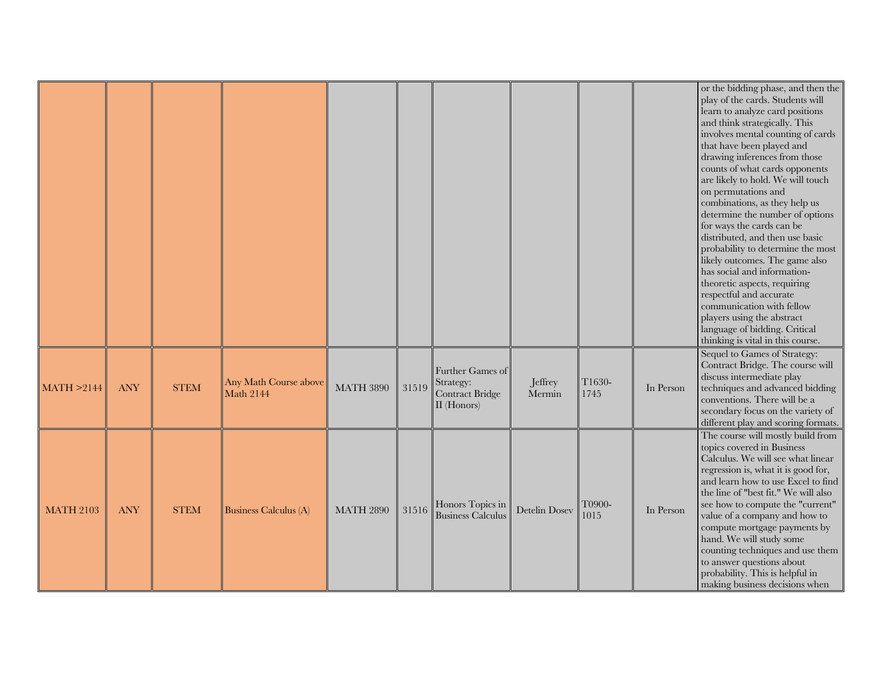| | | | | | | | | | | |
|---|---|---|---|---|---|---|---|---|---|---|
| | | | | | | | | | | or the bidding phase, and then the play of the cards. Students will learn to analyze card positions and think strategically. This involves mental counting of cards that have been played and drawing inferences from those counts of what cards opponents are likely to hold. We will touch on permutations and combinations, as they help us determine the number of options for ways the cards can be distributed, and then use basic probability to determine the most likely outcomes. The game also has social and information-theoretic aspects, requiring respectful and accurate communication with fellow players using the abstract language of bidding. Critical thinking is vital in this course. |
| MATH >2144 | ANY | STEM | Any Math Course above Math 2144 | MATH 3890 | 31519 | Further Games of Strategy: Contract Bridge II (Honors) | Jeffrey Mermin | T1630-1745 | In Person | Sequel to Games of Strategy: Contract Bridge. The course will discuss intermediate play techniques and advanced bidding conventions. There will be a secondary focus on the variety of different play and scoring formats. |
| MATH 2103 | ANY | STEM | Business Calculus (A) | MATH 2890 | 31516 | Honors Topics in Business Calculus | Detelin Dosev | T0900-1015 | In Person | The course will mostly build from topics covered in Business Calculus. We will see what linear regression is, what it is good for, and learn how to use Excel to find the line of "best fit." We will also see how to compute the "current" value of a company and how to compute mortgage payments by hand. We will study some counting techniques and use them to answer questions about probability. This is helpful in making business decisions when |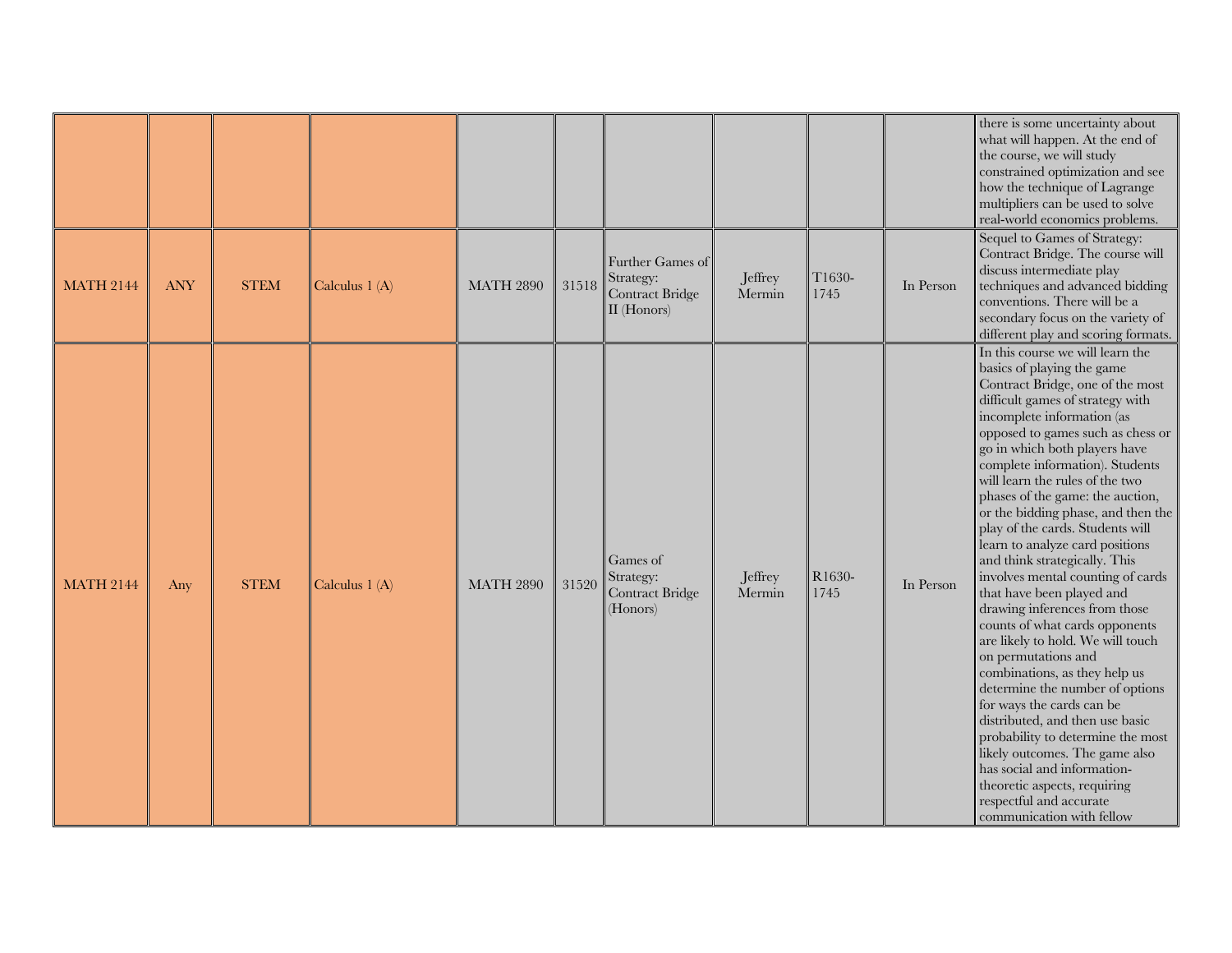| | | | | | | | | | | |
|---|---|---|---|---|---|---|---|---|---|---|
| | | | | | | | | | | there is some uncertainty about what will happen. At the end of the course, we will study constrained optimization and see how the technique of Lagrange multipliers can be used to solve real-world economics problems. |
| MATH 2144 | ANY | STEM | Calculus 1 (A) | MATH 2890 | 31518 | Further Games of Strategy: Contract Bridge II (Honors) | Jeffrey Mermin | T1630-1745 | In Person | Sequel to Games of Strategy: Contract Bridge. The course will discuss intermediate play techniques and advanced bidding conventions. There will be a secondary focus on the variety of different play and scoring formats. |
| MATH 2144 | Any | STEM | Calculus 1 (A) | MATH 2890 | 31520 | Games of Strategy: Contract Bridge (Honors) | Jeffrey Mermin | R1630-1745 | In Person | In this course we will learn the basics of playing the game Contract Bridge, one of the most difficult games of strategy with incomplete information (as opposed to games such as chess or go in which both players have complete information). Students will learn the rules of the two phases of the game: the auction, or the bidding phase, and then the play of the cards. Students will learn to analyze card positions and think strategically. This involves mental counting of cards that have been played and drawing inferences from those counts of what cards opponents are likely to hold. We will touch on permutations and combinations, as they help us determine the number of options for ways the cards can be distributed, and then use basic probability to determine the most likely outcomes. The game also has social and information-theoretic aspects, requiring respectful and accurate communication with fellow |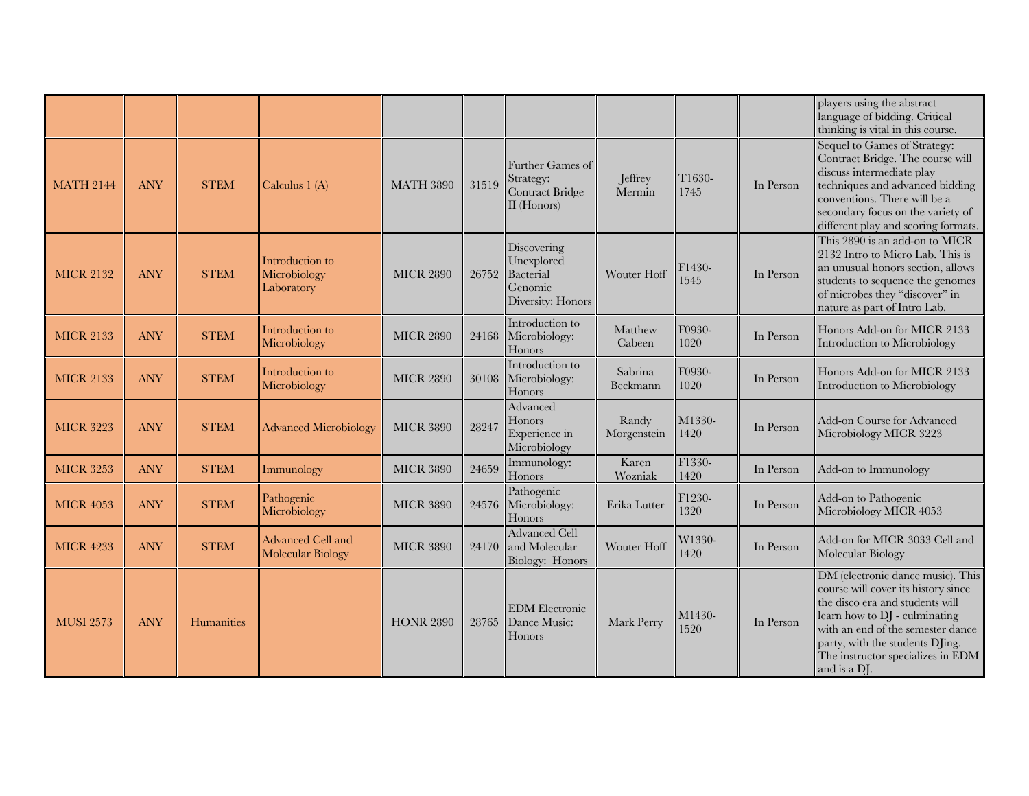| | | | | | | | | | | |
|---|---|---|---|---|---|---|---|---|---|---|
| | | | | | | | | | | players using the abstract language of bidding. Critical thinking is vital in this course. |
| MATH 2144 | ANY | STEM | Calculus 1 (A) | MATH 3890 | 31519 | Further Games of Strategy: Contract Bridge II (Honors) | Jeffrey Mermin | T1630-1745 | In Person | Sequel to Games of Strategy: Contract Bridge. The course will discuss intermediate play techniques and advanced bidding conventions. There will be a secondary focus on the variety of different play and scoring formats. |
| MICR 2132 | ANY | STEM | Introduction to Microbiology Laboratory | MICR 2890 | 26752 | Discovering Unexplored Bacterial Genomic Diversity: Honors | Wouter Hoff | F1430-1545 | In Person | This 2890 is an add-on to MICR 2132 Intro to Micro Lab. This is an unusual honors section, allows students to sequence the genomes of microbes they "discover" in nature as part of Intro Lab. |
| MICR 2133 | ANY | STEM | Introduction to Microbiology | MICR 2890 | 24168 | Introduction to Microbiology: Honors | Matthew Cabeen | F0930-1020 | In Person | Honors Add-on for MICR 2133 Introduction to Microbiology |
| MICR 2133 | ANY | STEM | Introduction to Microbiology | MICR 2890 | 30108 | Introduction to Microbiology: Honors | Sabrina Beckmann | F0930-1020 | In Person | Honors Add-on for MICR 2133 Introduction to Microbiology |
| MICR 3223 | ANY | STEM | Advanced Microbiology | MICR 3890 | 28247 | Advanced Honors Experience in Microbiology | Randy Morgenstein | M1330-1420 | In Person | Add-on Course for Advanced Microbiology MICR 3223 |
| MICR 3253 | ANY | STEM | Immunology | MICR 3890 | 24659 | Immunology: Honors | Karen Wozniak | F1330-1420 | In Person | Add-on to Immunology |
| MICR 4053 | ANY | STEM | Pathogenic Microbiology | MICR 3890 | 24576 | Pathogenic Microbiology: Honors | Erika Lutter | F1230-1320 | In Person | Add-on to Pathogenic Microbiology MICR 4053 |
| MICR 4233 | ANY | STEM | Advanced Cell and Molecular Biology | MICR 3890 | 24170 | Advanced Cell and Molecular Biology: Honors | Wouter Hoff | W1330-1420 | In Person | Add-on for MICR 3033 Cell and Molecular Biology |
| MUSI 2573 | ANY | Humanities | | HONR 2890 | 28765 | EDM Electronic Dance Music: Honors | Mark Perry | M1430-1520 | In Person | DM (electronic dance music). This course will cover its history since the disco era and students will learn how to DJ - culminating with an end of the semester dance party, with the students DJing. The instructor specializes in EDM and is a DJ. |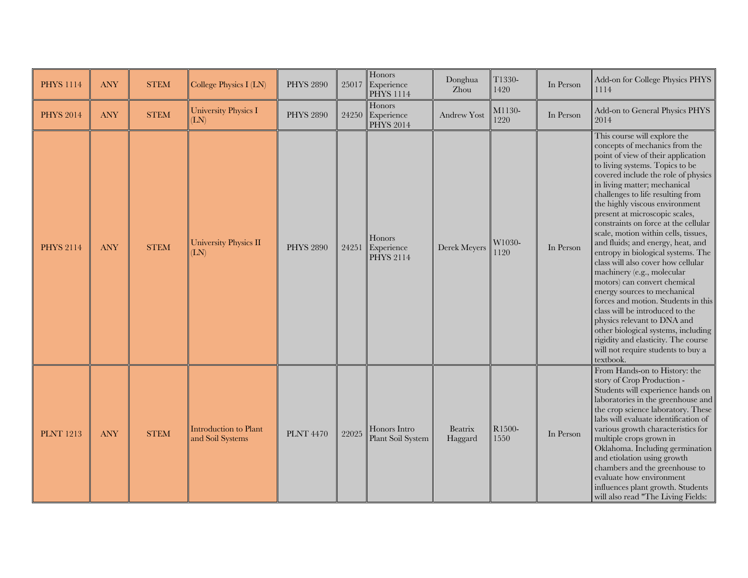| | | | | | | | | | | |
|---|---|---|---|---|---|---|---|---|---|---|
| PHYS 1114 | ANY | STEM | College Physics I (LN) | PHYS 2890 | 25017 | Honors Experience PHYS 1114 | Donghua Zhou | T1330-1420 | In Person | Add-on for College Physics PHYS 1114 |
| PHYS 2014 | ANY | STEM | University Physics I (LN) | PHYS 2890 | 24250 | Honors Experience PHYS 2014 | Andrew Yost | M1130-1220 | In Person | Add-on to General Physics PHYS 2014 |
| PHYS 2114 | ANY | STEM | University Physics II (LN) | PHYS 2890 | 24251 | Honors Experience PHYS 2114 | Derek Meyers | W1030-1120 | In Person | This course will explore the concepts of mechanics from the point of view of their application to living systems. Topics to be covered include the role of physics in living matter; mechanical challenges to life resulting from the highly viscous environment present at microscopic scales, constraints on force at the cellular scale, motion within cells, tissues, and fluids; and energy, heat, and entropy in biological systems. The class will also cover how cellular machinery (e.g., molecular motors) can convert chemical energy sources to mechanical forces and motion. Students in this class will be introduced to the physics relevant to DNA and other biological systems, including rigidity and elasticity. The course will not require students to buy a textbook. |
| PLNT 1213 | ANY | STEM | Introduction to Plant and Soil Systems | PLNT 4470 | 22025 | Honors Intro Plant Soil System | Beatrix Haggard | R1500-1550 | In Person | From Hands-on to History: the story of Crop Production - Students will experience hands on laboratories in the greenhouse and the crop science laboratory. These labs will evaluate identification of various growth characteristics for multiple crops grown in Oklahoma. Including germination and etiolation using growth chambers and the greenhouse to evaluate how environment influences plant growth. Students will also read "The Living Fields: |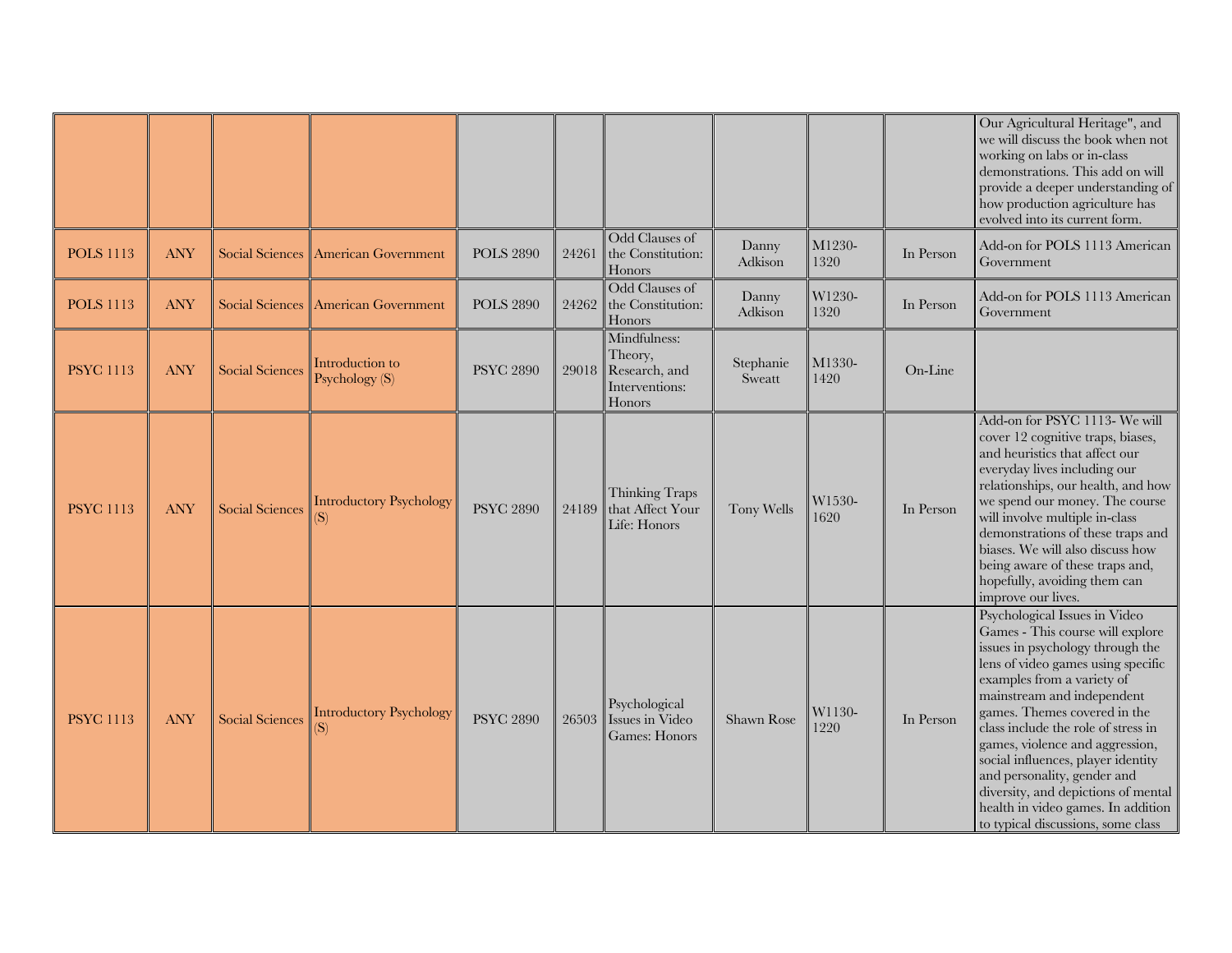| | | | | | | | | | | |
|---|---|---|---|---|---|---|---|---|---|---|
| | | | | | | | | | | Our Agricultural Heritage", and we will discuss the book when not working on labs or in-class demonstrations. This add on will provide a deeper understanding of how production agriculture has evolved into its current form. |
| POLS 1113 | ANY | Social Sciences | American Government | POLS 2890 | 24261 | Odd Clauses of the Constitution: Honors | Danny Adkison | M1230-1320 | In Person | Add-on for POLS 1113 American Government |
| POLS 1113 | ANY | Social Sciences | American Government | POLS 2890 | 24262 | Odd Clauses of the Constitution: Honors | Danny Adkison | W1230-1320 | In Person | Add-on for POLS 1113 American Government |
| PSYC 1113 | ANY | Social Sciences | Introduction to Psychology (S) | PSYC 2890 | 29018 | Mindfulness: Theory, Research, and Interventions: Honors | Stephanie Sweatt | M1330-1420 | On-Line | |
| PSYC 1113 | ANY | Social Sciences | Introductory Psychology (S) | PSYC 2890 | 24189 | Thinking Traps that Affect Your Life: Honors | Tony Wells | W1530-1620 | In Person | Add-on for PSYC 1113- We will cover 12 cognitive traps, biases, and heuristics that affect our everyday lives including our relationships, our health, and how we spend our money. The course will involve multiple in-class demonstrations of these traps and biases. We will also discuss how being aware of these traps and, hopefully, avoiding them can improve our lives. |
| PSYC 1113 | ANY | Social Sciences | Introductory Psychology (S) | PSYC 2890 | 26503 | Psychological Issues in Video Games: Honors | Shawn Rose | W1130-1220 | In Person | Psychological Issues in Video Games - This course will explore issues in psychology through the lens of video games using specific examples from a variety of mainstream and independent games. Themes covered in the class include the role of stress in games, violence and aggression, social influences, player identity and personality, gender and diversity, and depictions of mental health in video games. In addition to typical discussions, some class |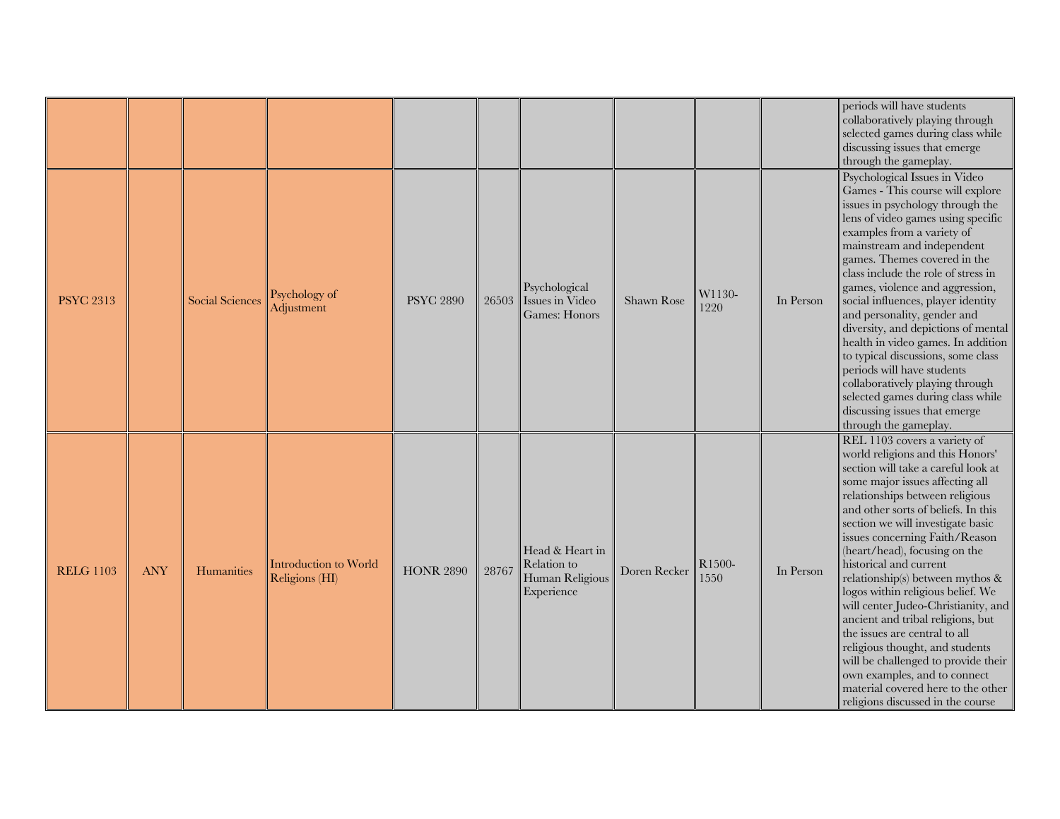| | | | | | | | | | | |
|---|---|---|---|---|---|---|---|---|---|---|
| | | | | | | | | | | periods will have students collaboratively playing through selected games during class while discussing issues that emerge through the gameplay. |
| PSYC 2313 | | Social Sciences | Psychology of Adjustment | PSYC 2890 | 26503 | Psychological Issues in Video Games: Honors | Shawn Rose | W1130-1220 | In Person | Psychological Issues in Video Games - This course will explore issues in psychology through the lens of video games using specific examples from a variety of mainstream and independent games. Themes covered in the class include the role of stress in games, violence and aggression, social influences, player identity and personality, gender and diversity, and depictions of mental health in video games. In addition to typical discussions, some class periods will have students collaboratively playing through selected games during class while discussing issues that emerge through the gameplay. |
| RELG 1103 | ANY | Humanities | Introduction to World Religions (HI) | HONR 2890 | 28767 | Head & Heart in Relation to Human Religious Experience | Doren Recker | R1500-1550 | In Person | REL 1103 covers a variety of world religions and this Honors' section will take a careful look at some major issues affecting all relationships between religious and other sorts of beliefs. In this section we will investigate basic issues concerning Faith/Reason (heart/head), focusing on the historical and current relationship(s) between mythos & logos within religious belief. We will center Judeo-Christianity, and ancient and tribal religions, but the issues are central to all religious thought, and students will be challenged to provide their own examples, and to connect material covered here to the other religions discussed in the course |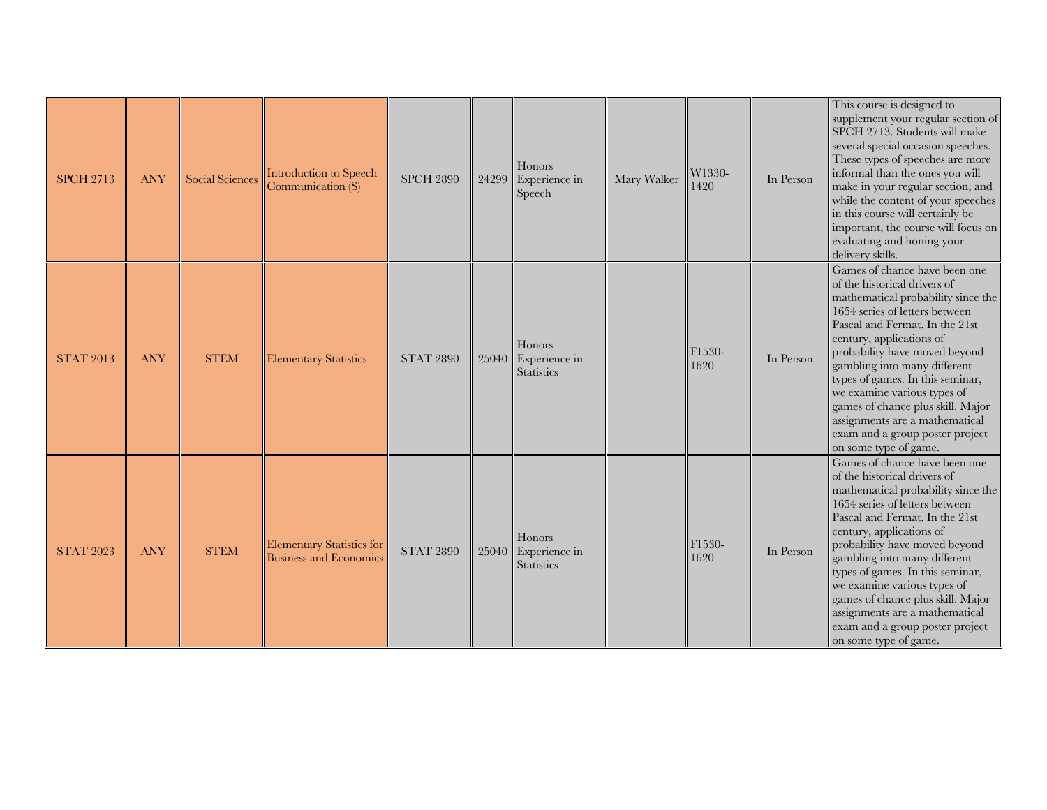| | | | | | | | | | | |
|---|---|---|---|---|---|---|---|---|---|---|
| SPCH 2713 | ANY | Social Sciences | Introduction to Speech Communication (S) | SPCH 2890 | 24299 | Honors Experience in Speech | Mary Walker | W1330-1420 | In Person | This course is designed to supplement your regular section of SPCH 2713. Students will make several special occasion speeches. These types of speeches are more informal than the ones you will make in your regular section, and while the content of your speeches in this course will certainly be important, the course will focus on evaluating and honing your delivery skills. |
| STAT 2013 | ANY | STEM | Elementary Statistics | STAT 2890 | 25040 | Honors Experience in Statistics | | F1530-1620 | In Person | Games of chance have been one of the historical drivers of mathematical probability since the 1654 series of letters between Pascal and Fermat. In the 21st century, applications of probability have moved beyond gambling into many different types of games. In this seminar, we examine various types of games of chance plus skill. Major assignments are a mathematical exam and a group poster project on some type of game. |
| STAT 2023 | ANY | STEM | Elementary Statistics for Business and Economics | STAT 2890 | 25040 | Honors Experience in Statistics | | F1530-1620 | In Person | Games of chance have been one of the historical drivers of mathematical probability since the 1654 series of letters between Pascal and Fermat. In the 21st century, applications of probability have moved beyond gambling into many different types of games. In this seminar, we examine various types of games of chance plus skill. Major assignments are a mathematical exam and a group poster project on some type of game. |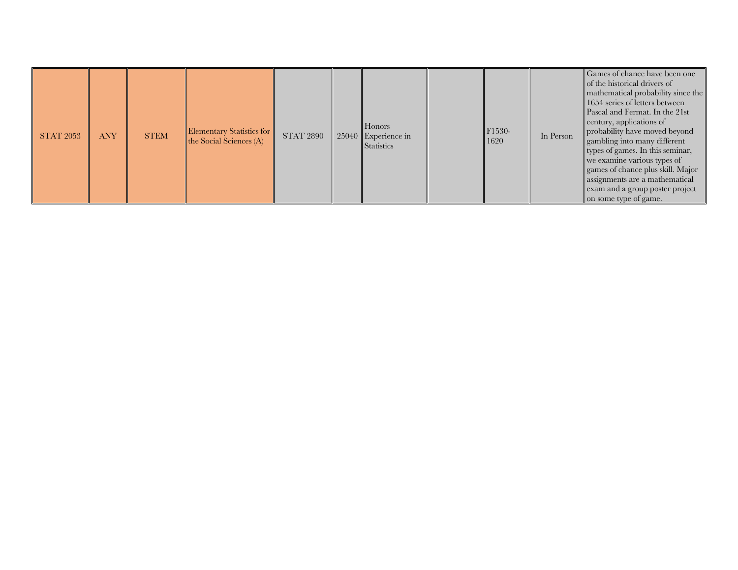| | | | | | | | | | | |
|---|---|---|---|---|---|---|---|---|---|---|
| STAT 2053 | ANY | STEM | Elementary Statistics for the Social Sciences (A) | STAT 2890 | 25040 | Honors Experience in Statistics | | F1530-1620 | In Person | Games of chance have been one of the historical drivers of mathematical probability since the 1654 series of letters between Pascal and Fermat. In the 21st century, applications of probability have moved beyond gambling into many different types of games. In this seminar, we examine various types of games of chance plus skill. Major assignments are a mathematical exam and a group poster project on some type of game. |